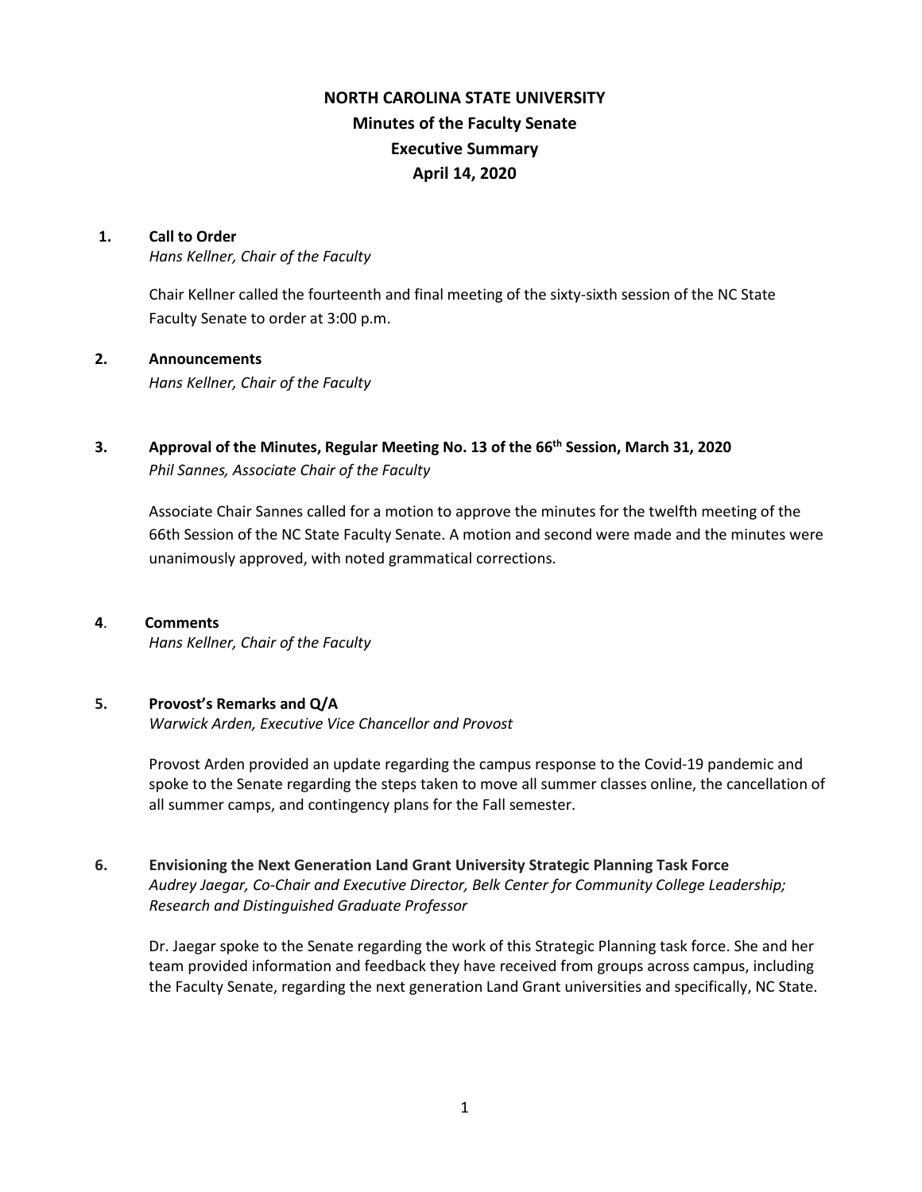# NORTH CAROLINA STATE UNIVERSITY
## Minutes of the Faculty Senate
## Executive Summary
## April 14, 2020

**1. Call to Order**
*Hans Kellner, Chair of the Faculty*

Chair Kellner called the fourteenth and final meeting of the sixty-sixth session of the NC State Faculty Senate to order at 3:00 p.m.

**2. Announcements**
*Hans Kellner, Chair of the Faculty*

**3. Approval of the Minutes, Regular Meeting No. 13 of the 66th Session, March 31, 2020**
*Phil Sannes, Associate Chair of the Faculty*

Associate Chair Sannes called for a motion to approve the minutes for the twelfth meeting of the 66th Session of the NC State Faculty Senate. A motion and second were made and the minutes were unanimously approved, with noted grammatical corrections.

**4. Comments**
*Hans Kellner, Chair of the Faculty*

**5. Provost's Remarks and Q/A**
*Warwick Arden, Executive Vice Chancellor and Provost*

Provost Arden provided an update regarding the campus response to the Covid-19 pandemic and spoke to the Senate regarding the steps taken to move all summer classes online, the cancellation of all summer camps, and contingency plans for the Fall semester.

**6. Envisioning the Next Generation Land Grant University Strategic Planning Task Force**
*Audrey Jaegar, Co-Chair and Executive Director, Belk Center for Community College Leadership; Research and Distinguished Graduate Professor*

Dr. Jaegar spoke to the Senate regarding the work of this Strategic Planning task force. She and her team provided information and feedback they have received from groups across campus, including the Faculty Senate, regarding the next generation Land Grant universities and specifically, NC State.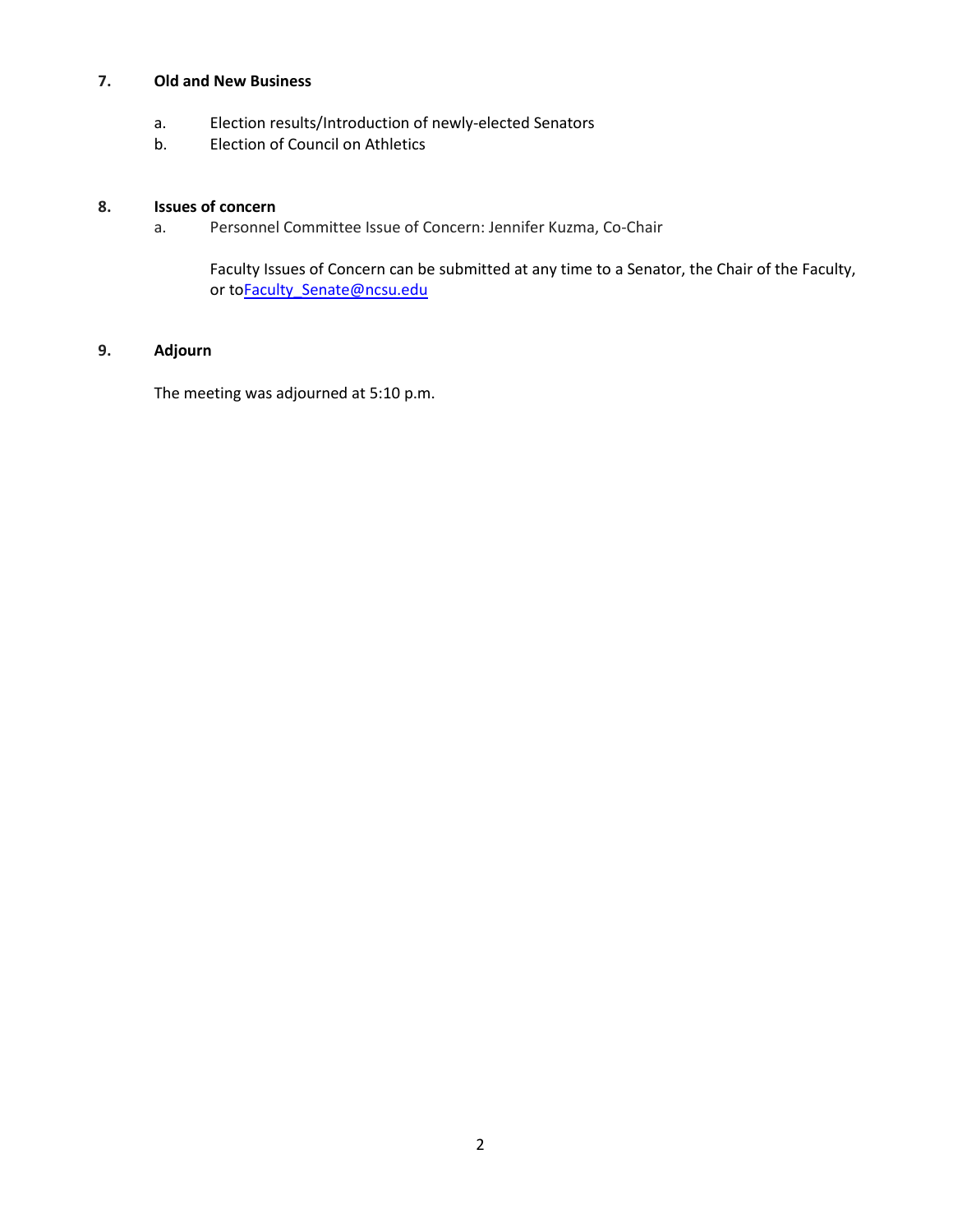### 7. Old and New Business

a. Election results/Introduction of newly-elected Senators
b. Election of Council on Athletics

### 8. Issues of concern

a. Personnel Committee Issue of Concern: Jennifer Kuzma, Co-Chair

Faculty Issues of Concern can be submitted at any time to a Senator, the Chair of the Faculty, or toFaculty_Senate@ncsu.edu

### 9. Adjourn

The meeting was adjourned at 5:10 p.m.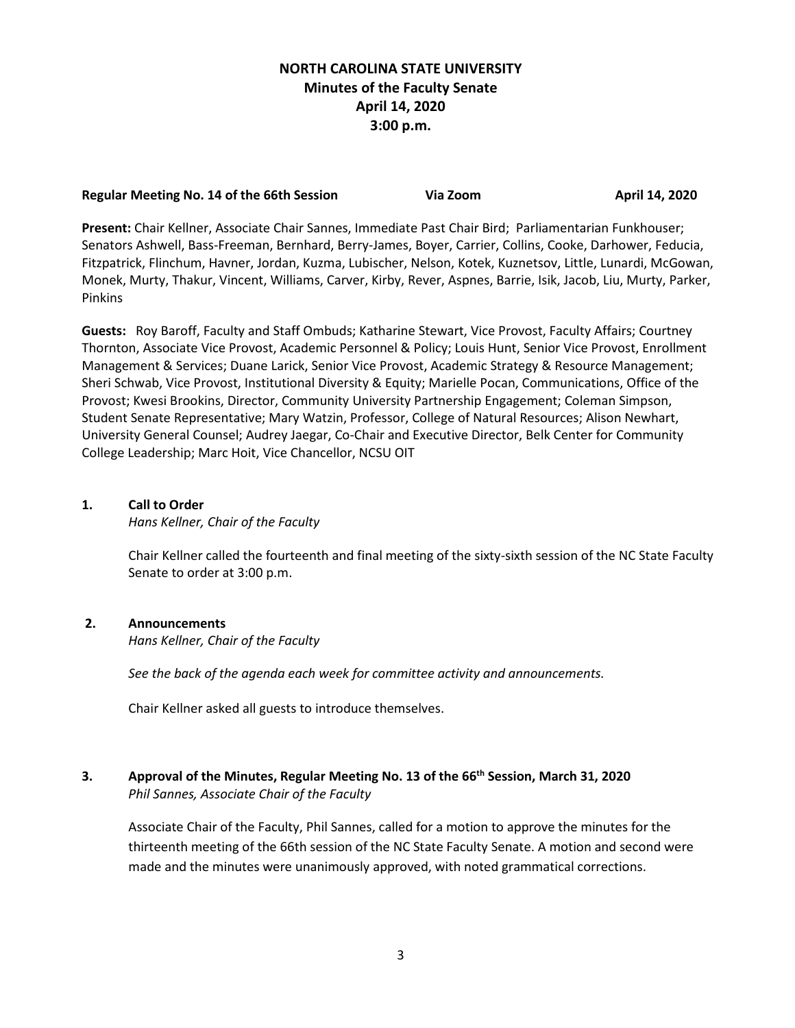# NORTH CAROLINA STATE UNIVERSITY
## Minutes of the Faculty Senate
## April 14, 2020
## 3:00 p.m.

**Regular Meeting No. 14 of the 66th Session** **Via Zoom** **April 14, 2020**

**Present:** Chair Kellner, Associate Chair Sannes, Immediate Past Chair Bird; Parliamentarian Funkhouser; Senators Ashwell, Bass-Freeman, Bernhard, Berry-James, Boyer, Carrier, Collins, Cooke, Darhower, Feducia, Fitzpatrick, Flinchum, Havner, Jordan, Kuzma, Lubischer, Nelson, Kotek, Kuznetsov, Little, Lunardi, McGowan, Monek, Murty, Thakur, Vincent, Williams, Carver, Kirby, Rever, Aspnes, Barrie, Isik, Jacob, Liu, Murty, Parker, Pinkins

**Guests:** Roy Baroff, Faculty and Staff Ombuds; Katharine Stewart, Vice Provost, Faculty Affairs; Courtney Thornton, Associate Vice Provost, Academic Personnel & Policy; Louis Hunt, Senior Vice Provost, Enrollment Management & Services; Duane Larick, Senior Vice Provost, Academic Strategy & Resource Management; Sheri Schwab, Vice Provost, Institutional Diversity & Equity; Marielle Pocan, Communications, Office of the Provost; Kwesi Brookins, Director, Community University Partnership Engagement; Coleman Simpson, Student Senate Representative; Mary Watzin, Professor, College of Natural Resources; Alison Newhart, University General Counsel; Audrey Jaegar, Co-Chair and Executive Director, Belk Center for Community College Leadership; Marc Hoit, Vice Chancellor, NCSU OIT

### 1. Call to Order
*Hans Kellner, Chair of the Faculty*

Chair Kellner called the fourteenth and final meeting of the sixty-sixth session of the NC State Faculty Senate to order at 3:00 p.m.

### 2. Announcements
*Hans Kellner, Chair of the Faculty*

*See the back of the agenda each week for committee activity and announcements.*

Chair Kellner asked all guests to introduce themselves.

### 3. Approval of the Minutes, Regular Meeting No. 13 of the 66th Session, March 31, 2020
*Phil Sannes, Associate Chair of the Faculty*

Associate Chair of the Faculty, Phil Sannes, called for a motion to approve the minutes for the thirteenth meeting of the 66th session of the NC State Faculty Senate. A motion and second were made and the minutes were unanimously approved, with noted grammatical corrections.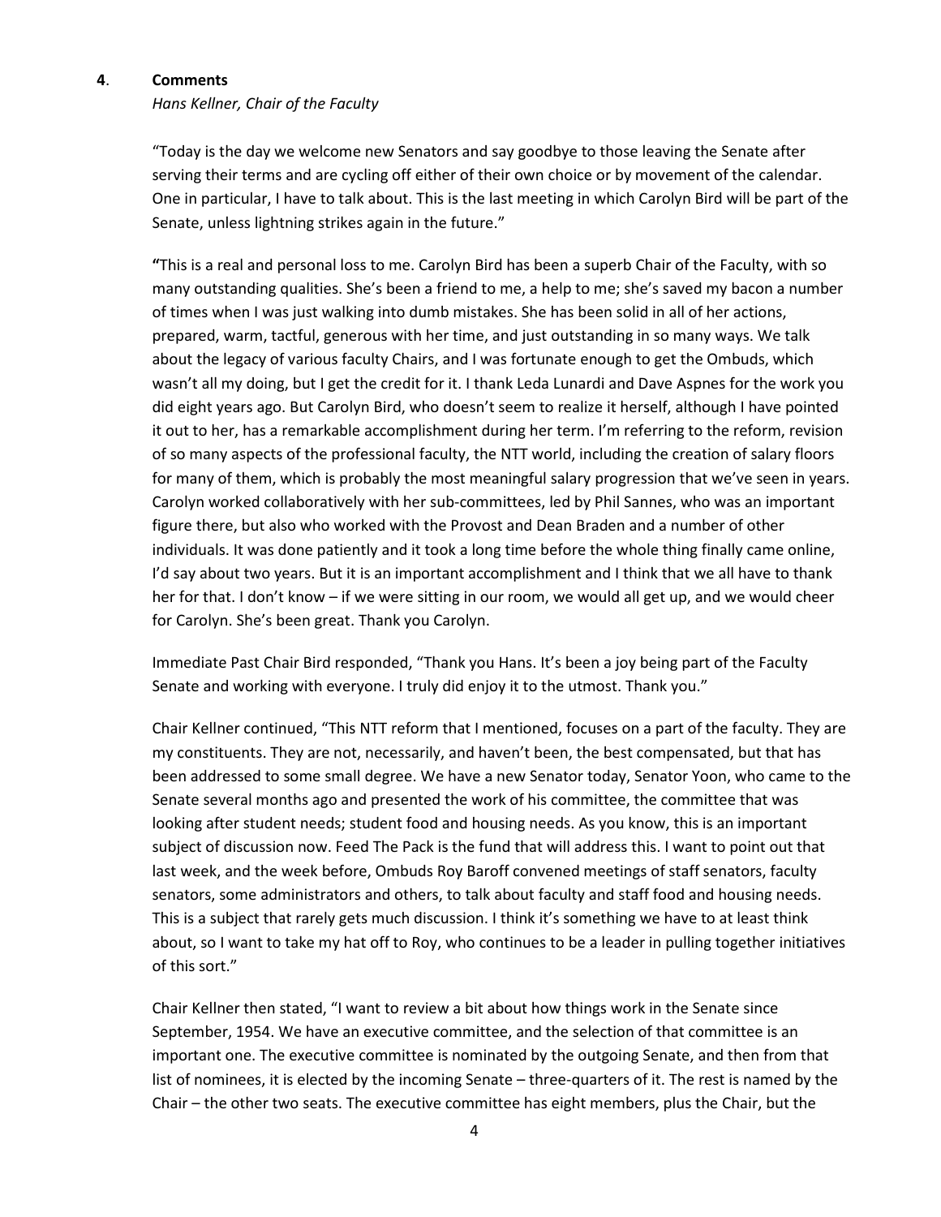**4**. **Comments**

*Hans Kellner, Chair of the Faculty*

"Today is the day we welcome new Senators and say goodbye to those leaving the Senate after serving their terms and are cycling off either of their own choice or by movement of the calendar. One in particular, I have to talk about. This is the last meeting in which Carolyn Bird will be part of the Senate, unless lightning strikes again in the future."

**"**This is a real and personal loss to me. Carolyn Bird has been a superb Chair of the Faculty, with so many outstanding qualities. She's been a friend to me, a help to me; she's saved my bacon a number of times when I was just walking into dumb mistakes. She has been solid in all of her actions, prepared, warm, tactful, generous with her time, and just outstanding in so many ways. We talk about the legacy of various faculty Chairs, and I was fortunate enough to get the Ombuds, which wasn't all my doing, but I get the credit for it. I thank Leda Lunardi and Dave Aspnes for the work you did eight years ago. But Carolyn Bird, who doesn't seem to realize it herself, although I have pointed it out to her, has a remarkable accomplishment during her term. I'm referring to the reform, revision of so many aspects of the professional faculty, the NTT world, including the creation of salary floors for many of them, which is probably the most meaningful salary progression that we've seen in years. Carolyn worked collaboratively with her sub-committees, led by Phil Sannes, who was an important figure there, but also who worked with the Provost and Dean Braden and a number of other individuals. It was done patiently and it took a long time before the whole thing finally came online, I'd say about two years. But it is an important accomplishment and I think that we all have to thank her for that. I don't know – if we were sitting in our room, we would all get up, and we would cheer for Carolyn. She's been great. Thank you Carolyn.

Immediate Past Chair Bird responded, "Thank you Hans. It's been a joy being part of the Faculty Senate and working with everyone. I truly did enjoy it to the utmost. Thank you."

Chair Kellner continued, "This NTT reform that I mentioned, focuses on a part of the faculty. They are my constituents. They are not, necessarily, and haven't been, the best compensated, but that has been addressed to some small degree. We have a new Senator today, Senator Yoon, who came to the Senate several months ago and presented the work of his committee, the committee that was looking after student needs; student food and housing needs. As you know, this is an important subject of discussion now. Feed The Pack is the fund that will address this. I want to point out that last week, and the week before, Ombuds Roy Baroff convened meetings of staff senators, faculty senators, some administrators and others, to talk about faculty and staff food and housing needs. This is a subject that rarely gets much discussion. I think it's something we have to at least think about, so I want to take my hat off to Roy, who continues to be a leader in pulling together initiatives of this sort."

Chair Kellner then stated, "I want to review a bit about how things work in the Senate since September, 1954. We have an executive committee, and the selection of that committee is an important one. The executive committee is nominated by the outgoing Senate, and then from that list of nominees, it is elected by the incoming Senate – three-quarters of it. The rest is named by the Chair – the other two seats. The executive committee has eight members, plus the Chair, but the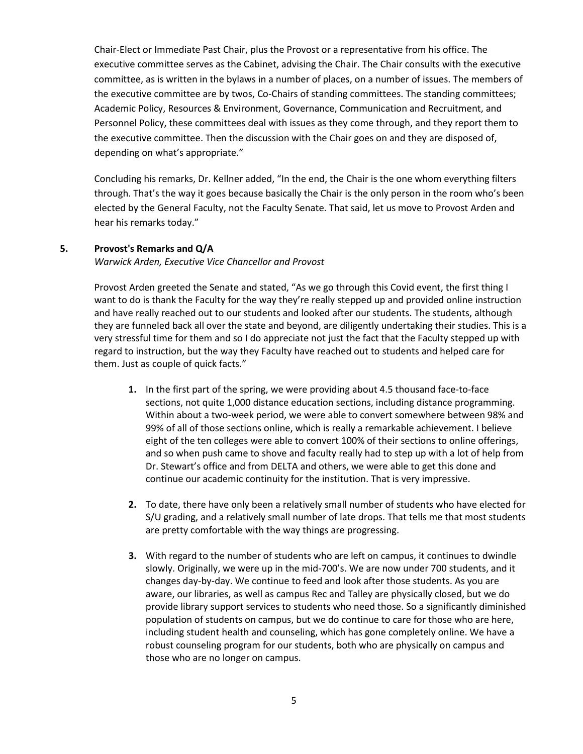Chair-Elect or Immediate Past Chair, plus the Provost or a representative from his office. The executive committee serves as the Cabinet, advising the Chair. The Chair consults with the executive committee, as is written in the bylaws in a number of places, on a number of issues. The members of the executive committee are by twos, Co-Chairs of standing committees. The standing committees; Academic Policy, Resources & Environment, Governance, Communication and Recruitment, and Personnel Policy, these committees deal with issues as they come through, and they report them to the executive committee. Then the discussion with the Chair goes on and they are disposed of, depending on what's appropriate."

Concluding his remarks, Dr. Kellner added, "In the end, the Chair is the one whom everything filters through. That's the way it goes because basically the Chair is the only person in the room who's been elected by the General Faculty, not the Faculty Senate. That said, let us move to Provost Arden and hear his remarks today."

## 5. Provost's Remarks and Q/A

*Warwick Arden, Executive Vice Chancellor and Provost*

Provost Arden greeted the Senate and stated, "As we go through this Covid event, the first thing I want to do is thank the Faculty for the way they're really stepped up and provided online instruction and have really reached out to our students and looked after our students. The students, although they are funneled back all over the state and beyond, are diligently undertaking their studies. This is a very stressful time for them and so I do appreciate not just the fact that the Faculty stepped up with regard to instruction, but the way they Faculty have reached out to students and helped care for them. Just as couple of quick facts."

1. In the first part of the spring, we were providing about 4.5 thousand face-to-face sections, not quite 1,000 distance education sections, including distance programming. Within about a two-week period, we were able to convert somewhere between 98% and 99% of all of those sections online, which is really a remarkable achievement. I believe eight of the ten colleges were able to convert 100% of their sections to online offerings, and so when push came to shove and faculty really had to step up with a lot of help from Dr. Stewart's office and from DELTA and others, we were able to get this done and continue our academic continuity for the institution. That is very impressive.

2. To date, there have only been a relatively small number of students who have elected for S/U grading, and a relatively small number of late drops. That tells me that most students are pretty comfortable with the way things are progressing.

3. With regard to the number of students who are left on campus, it continues to dwindle slowly. Originally, we were up in the mid-700's. We are now under 700 students, and it changes day-by-day. We continue to feed and look after those students. As you are aware, our libraries, as well as campus Rec and Talley are physically closed, but we do provide library support services to students who need those. So a significantly diminished population of students on campus, but we do continue to care for those who are here, including student health and counseling, which has gone completely online. We have a robust counseling program for our students, both who are physically on campus and those who are no longer on campus.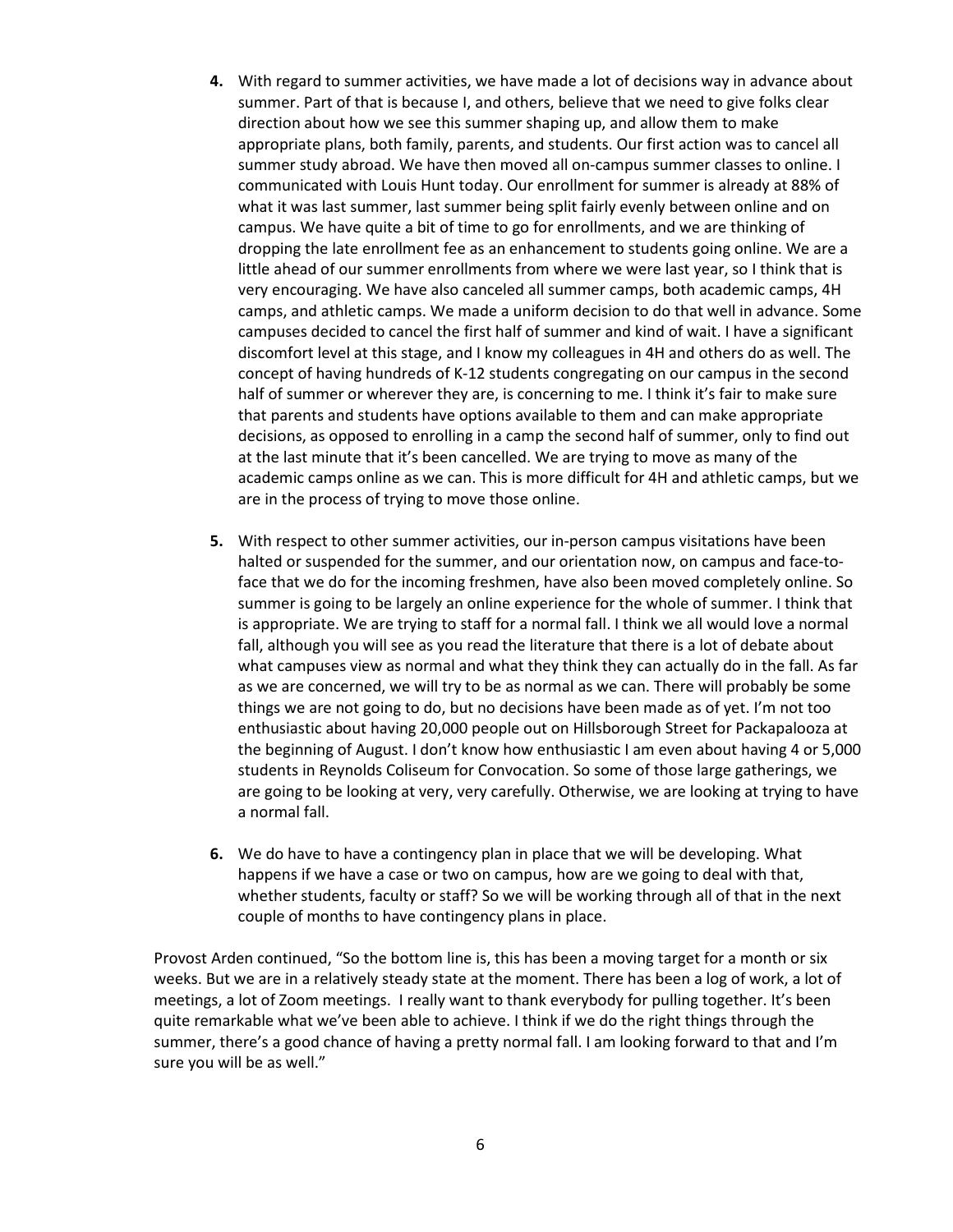4. With regard to summer activities, we have made a lot of decisions way in advance about summer. Part of that is because I, and others, believe that we need to give folks clear direction about how we see this summer shaping up, and allow them to make appropriate plans, both family, parents, and students. Our first action was to cancel all summer study abroad. We have then moved all on-campus summer classes to online. I communicated with Louis Hunt today. Our enrollment for summer is already at 88% of what it was last summer, last summer being split fairly evenly between online and on campus. We have quite a bit of time to go for enrollments, and we are thinking of dropping the late enrollment fee as an enhancement to students going online. We are a little ahead of our summer enrollments from where we were last year, so I think that is very encouraging. We have also canceled all summer camps, both academic camps, 4H camps, and athletic camps. We made a uniform decision to do that well in advance. Some campuses decided to cancel the first half of summer and kind of wait. I have a significant discomfort level at this stage, and I know my colleagues in 4H and others do as well. The concept of having hundreds of K-12 students congregating on our campus in the second half of summer or wherever they are, is concerning to me. I think it's fair to make sure that parents and students have options available to them and can make appropriate decisions, as opposed to enrolling in a camp the second half of summer, only to find out at the last minute that it's been cancelled. We are trying to move as many of the academic camps online as we can. This is more difficult for 4H and athletic camps, but we are in the process of trying to move those online.

5. With respect to other summer activities, our in-person campus visitations have been halted or suspended for the summer, and our orientation now, on campus and face-to-face that we do for the incoming freshmen, have also been moved completely online. So summer is going to be largely an online experience for the whole of summer. I think that is appropriate. We are trying to staff for a normal fall. I think we all would love a normal fall, although you will see as you read the literature that there is a lot of debate about what campuses view as normal and what they think they can actually do in the fall. As far as we are concerned, we will try to be as normal as we can. There will probably be some things we are not going to do, but no decisions have been made as of yet. I'm not too enthusiastic about having 20,000 people out on Hillsborough Street for Packapalooza at the beginning of August. I don't know how enthusiastic I am even about having 4 or 5,000 students in Reynolds Coliseum for Convocation. So some of those large gatherings, we are going to be looking at very, very carefully. Otherwise, we are looking at trying to have a normal fall.

6. We do have to have a contingency plan in place that we will be developing. What happens if we have a case or two on campus, how are we going to deal with that, whether students, faculty or staff? So we will be working through all of that in the next couple of months to have contingency plans in place.

Provost Arden continued, "So the bottom line is, this has been a moving target for a month or six weeks. But we are in a relatively steady state at the moment. There has been a log of work, a lot of meetings, a lot of Zoom meetings. I really want to thank everybody for pulling together. It's been quite remarkable what we've been able to achieve. I think if we do the right things through the summer, there's a good chance of having a pretty normal fall. I am looking forward to that and I'm sure you will be as well."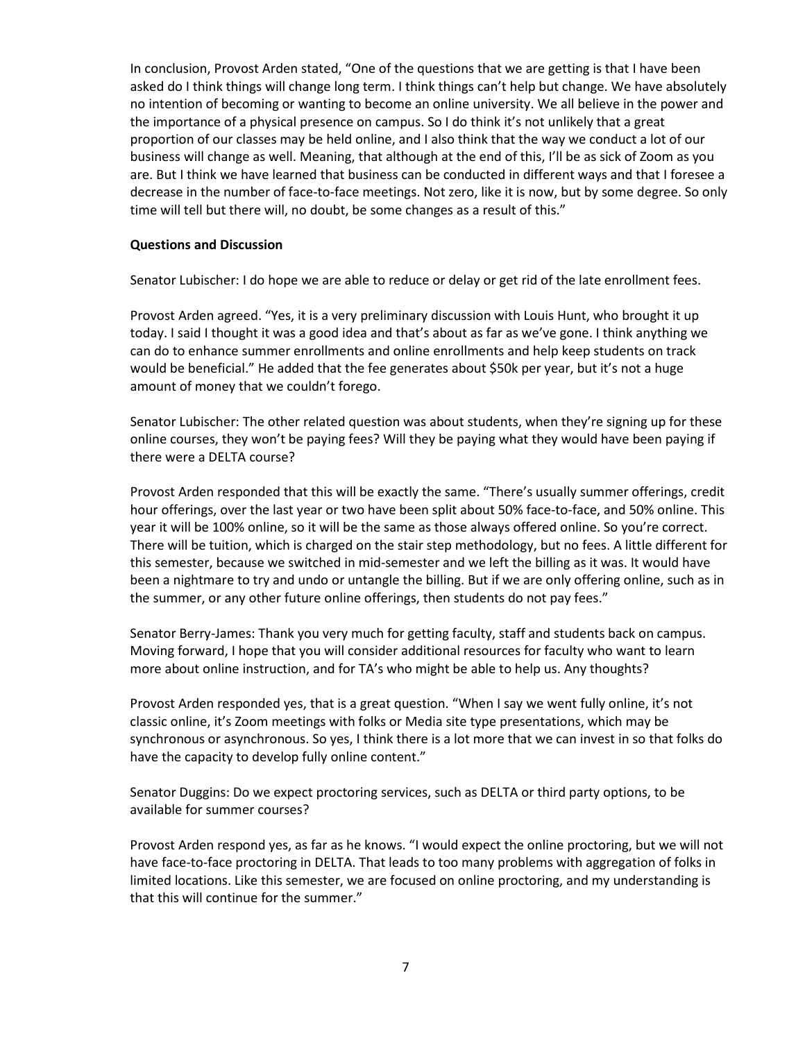In conclusion, Provost Arden stated, "One of the questions that we are getting is that I have been asked do I think things will change long term. I think things can't help but change. We have absolutely no intention of becoming or wanting to become an online university. We all believe in the power and the importance of a physical presence on campus. So I do think it's not unlikely that a great proportion of our classes may be held online, and I also think that the way we conduct a lot of our business will change as well. Meaning, that although at the end of this, I'll be as sick of Zoom as you are. But I think we have learned that business can be conducted in different ways and that I foresee a decrease in the number of face-to-face meetings. Not zero, like it is now, but by some degree. So only time will tell but there will, no doubt, be some changes as a result of this."

**Questions and Discussion**

Senator Lubischer: I do hope we are able to reduce or delay or get rid of the late enrollment fees.

Provost Arden agreed. "Yes, it is a very preliminary discussion with Louis Hunt, who brought it up today. I said I thought it was a good idea and that's about as far as we've gone. I think anything we can do to enhance summer enrollments and online enrollments and help keep students on track would be beneficial." He added that the fee generates about $50k per year, but it's not a huge amount of money that we couldn't forego.

Senator Lubischer: The other related question was about students, when they're signing up for these online courses, they won't be paying fees? Will they be paying what they would have been paying if there were a DELTA course?

Provost Arden responded that this will be exactly the same. "There's usually summer offerings, credit hour offerings, over the last year or two have been split about 50% face-to-face, and 50% online. This year it will be 100% online, so it will be the same as those always offered online. So you're correct. There will be tuition, which is charged on the stair step methodology, but no fees. A little different for this semester, because we switched in mid-semester and we left the billing as it was. It would have been a nightmare to try and undo or untangle the billing. But if we are only offering online, such as in the summer, or any other future online offerings, then students do not pay fees."

Senator Berry-James: Thank you very much for getting faculty, staff and students back on campus. Moving forward, I hope that you will consider additional resources for faculty who want to learn more about online instruction, and for TA's who might be able to help us. Any thoughts?

Provost Arden responded yes, that is a great question. "When I say we went fully online, it's not classic online, it's Zoom meetings with folks or Media site type presentations, which may be synchronous or asynchronous. So yes, I think there is a lot more that we can invest in so that folks do have the capacity to develop fully online content."

Senator Duggins: Do we expect proctoring services, such as DELTA or third party options, to be available for summer courses?

Provost Arden respond yes, as far as he knows. "I would expect the online proctoring, but we will not have face-to-face proctoring in DELTA. That leads to too many problems with aggregation of folks in limited locations. Like this semester, we are focused on online proctoring, and my understanding is that this will continue for the summer."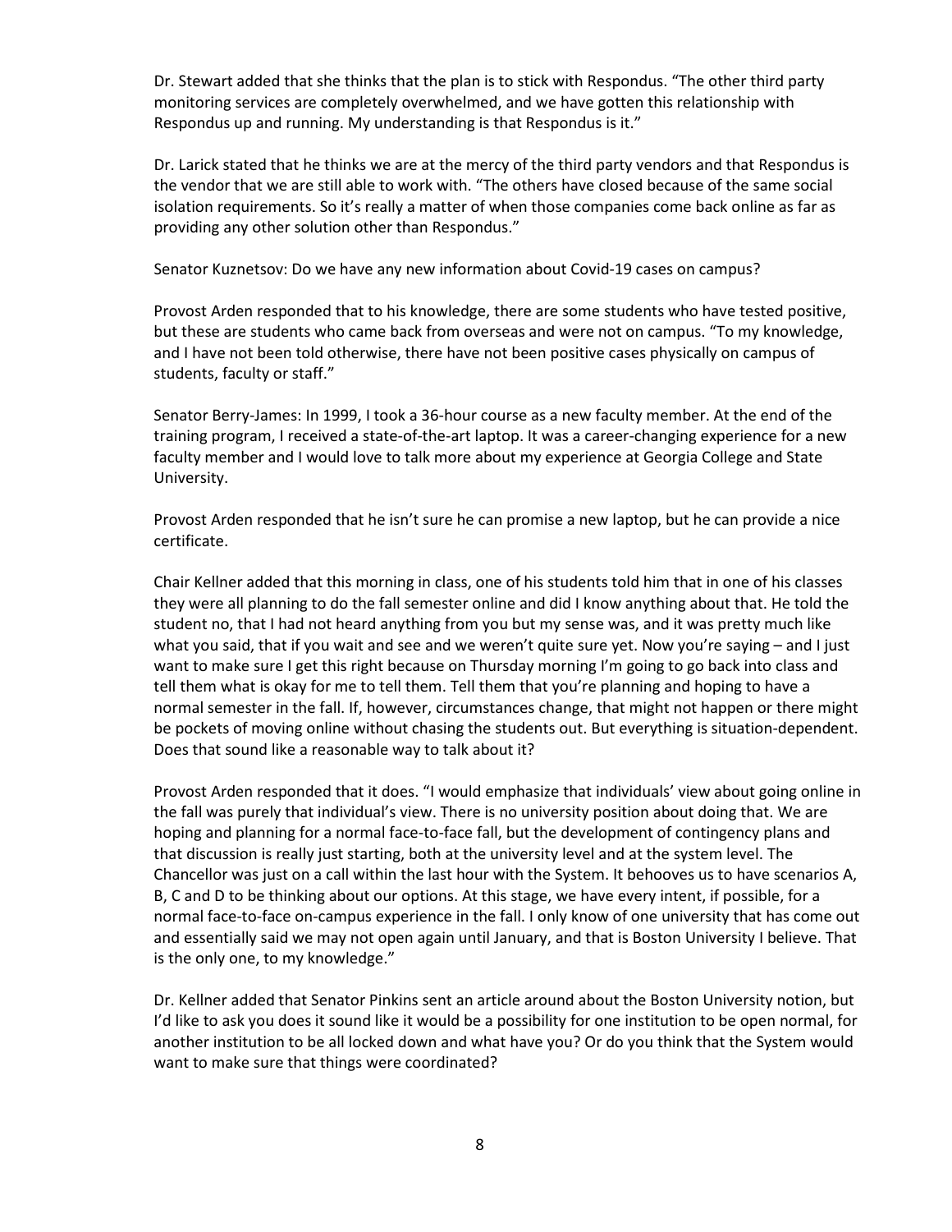Dr. Stewart added that she thinks that the plan is to stick with Respondus. "The other third party monitoring services are completely overwhelmed, and we have gotten this relationship with Respondus up and running. My understanding is that Respondus is it."

Dr. Larick stated that he thinks we are at the mercy of the third party vendors and that Respondus is the vendor that we are still able to work with. "The others have closed because of the same social isolation requirements. So it's really a matter of when those companies come back online as far as providing any other solution other than Respondus."

Senator Kuznetsov: Do we have any new information about Covid-19 cases on campus?

Provost Arden responded that to his knowledge, there are some students who have tested positive, but these are students who came back from overseas and were not on campus. "To my knowledge, and I have not been told otherwise, there have not been positive cases physically on campus of students, faculty or staff."

Senator Berry-James: In 1999, I took a 36-hour course as a new faculty member. At the end of the training program, I received a state-of-the-art laptop. It was a career-changing experience for a new faculty member and I would love to talk more about my experience at Georgia College and State University.

Provost Arden responded that he isn't sure he can promise a new laptop, but he can provide a nice certificate.

Chair Kellner added that this morning in class, one of his students told him that in one of his classes they were all planning to do the fall semester online and did I know anything about that. He told the student no, that I had not heard anything from you but my sense was, and it was pretty much like what you said, that if you wait and see and we weren't quite sure yet. Now you're saying – and I just want to make sure I get this right because on Thursday morning I'm going to go back into class and tell them what is okay for me to tell them. Tell them that you're planning and hoping to have a normal semester in the fall. If, however, circumstances change, that might not happen or there might be pockets of moving online without chasing the students out. But everything is situation-dependent. Does that sound like a reasonable way to talk about it?

Provost Arden responded that it does. "I would emphasize that individuals' view about going online in the fall was purely that individual's view. There is no university position about doing that. We are hoping and planning for a normal face-to-face fall, but the development of contingency plans and that discussion is really just starting, both at the university level and at the system level. The Chancellor was just on a call within the last hour with the System. It behooves us to have scenarios A, B, C and D to be thinking about our options. At this stage, we have every intent, if possible, for a normal face-to-face on-campus experience in the fall. I only know of one university that has come out and essentially said we may not open again until January, and that is Boston University I believe. That is the only one, to my knowledge."

Dr. Kellner added that Senator Pinkins sent an article around about the Boston University notion, but I'd like to ask you does it sound like it would be a possibility for one institution to be open normal, for another institution to be all locked down and what have you? Or do you think that the System would want to make sure that things were coordinated?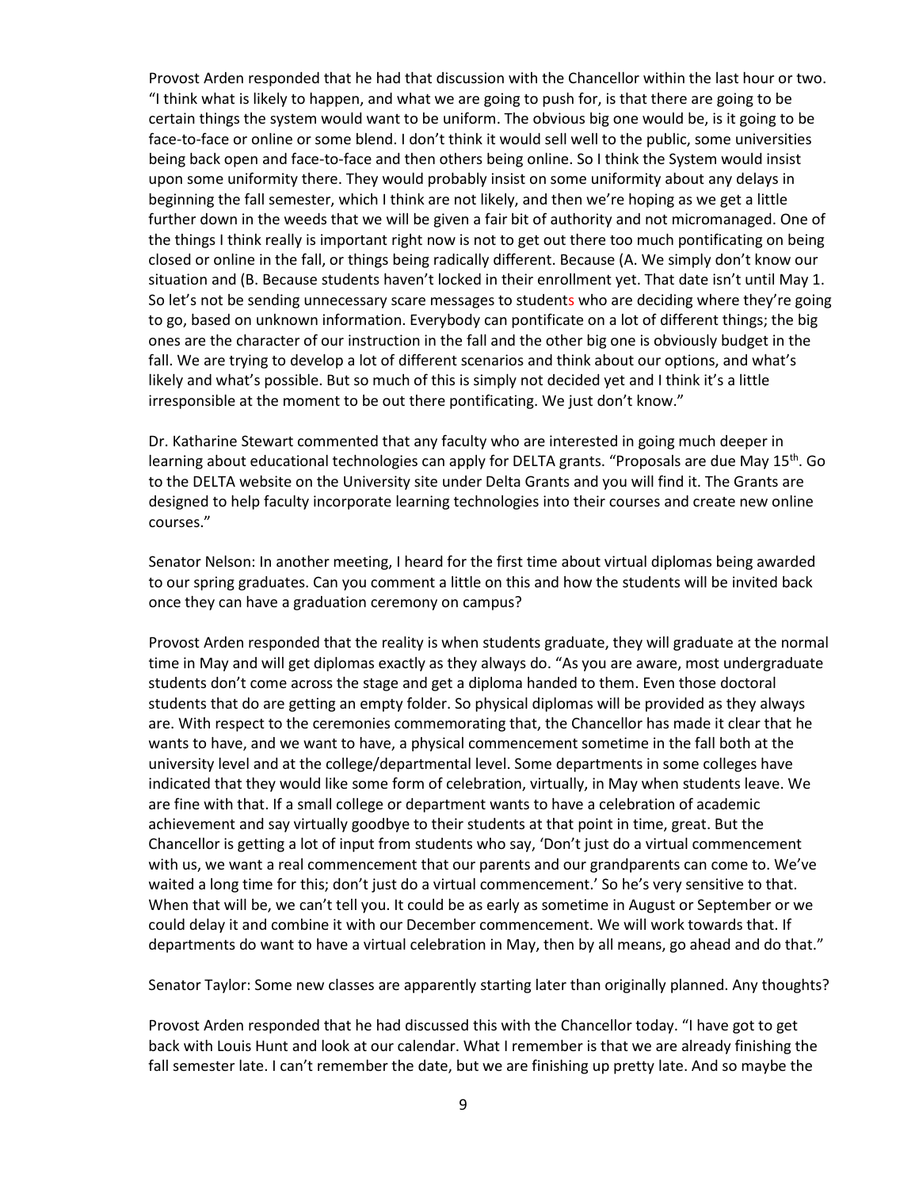Provost Arden responded that he had that discussion with the Chancellor within the last hour or two. "I think what is likely to happen, and what we are going to push for, is that there are going to be certain things the system would want to be uniform. The obvious big one would be, is it going to be face-to-face or online or some blend. I don't think it would sell well to the public, some universities being back open and face-to-face and then others being online. So I think the System would insist upon some uniformity there. They would probably insist on some uniformity about any delays in beginning the fall semester, which I think are not likely, and then we're hoping as we get a little further down in the weeds that we will be given a fair bit of authority and not micromanaged. One of the things I think really is important right now is not to get out there too much pontificating on being closed or online in the fall, or things being radically different. Because (A. We simply don't know our situation and (B. Because students haven't locked in their enrollment yet. That date isn't until May 1. So let's not be sending unnecessary scare messages to students who are deciding where they're going to go, based on unknown information. Everybody can pontificate on a lot of different things; the big ones are the character of our instruction in the fall and the other big one is obviously budget in the fall. We are trying to develop a lot of different scenarios and think about our options, and what's likely and what's possible. But so much of this is simply not decided yet and I think it's a little irresponsible at the moment to be out there pontificating. We just don't know."

Dr. Katharine Stewart commented that any faculty who are interested in going much deeper in learning about educational technologies can apply for DELTA grants. "Proposals are due May 15th. Go to the DELTA website on the University site under Delta Grants and you will find it. The Grants are designed to help faculty incorporate learning technologies into their courses and create new online courses."

Senator Nelson: In another meeting, I heard for the first time about virtual diplomas being awarded to our spring graduates. Can you comment a little on this and how the students will be invited back once they can have a graduation ceremony on campus?

Provost Arden responded that the reality is when students graduate, they will graduate at the normal time in May and will get diplomas exactly as they always do. "As you are aware, most undergraduate students don't come across the stage and get a diploma handed to them. Even those doctoral students that do are getting an empty folder. So physical diplomas will be provided as they always are. With respect to the ceremonies commemorating that, the Chancellor has made it clear that he wants to have, and we want to have, a physical commencement sometime in the fall both at the university level and at the college/departmental level. Some departments in some colleges have indicated that they would like some form of celebration, virtually, in May when students leave. We are fine with that. If a small college or department wants to have a celebration of academic achievement and say virtually goodbye to their students at that point in time, great. But the Chancellor is getting a lot of input from students who say, 'Don't just do a virtual commencement with us, we want a real commencement that our parents and our grandparents can come to. We've waited a long time for this; don't just do a virtual commencement.' So he's very sensitive to that. When that will be, we can't tell you. It could be as early as sometime in August or September or we could delay it and combine it with our December commencement. We will work towards that. If departments do want to have a virtual celebration in May, then by all means, go ahead and do that."

Senator Taylor: Some new classes are apparently starting later than originally planned. Any thoughts?

Provost Arden responded that he had discussed this with the Chancellor today. "I have got to get back with Louis Hunt and look at our calendar. What I remember is that we are already finishing the fall semester late. I can't remember the date, but we are finishing up pretty late. And so maybe the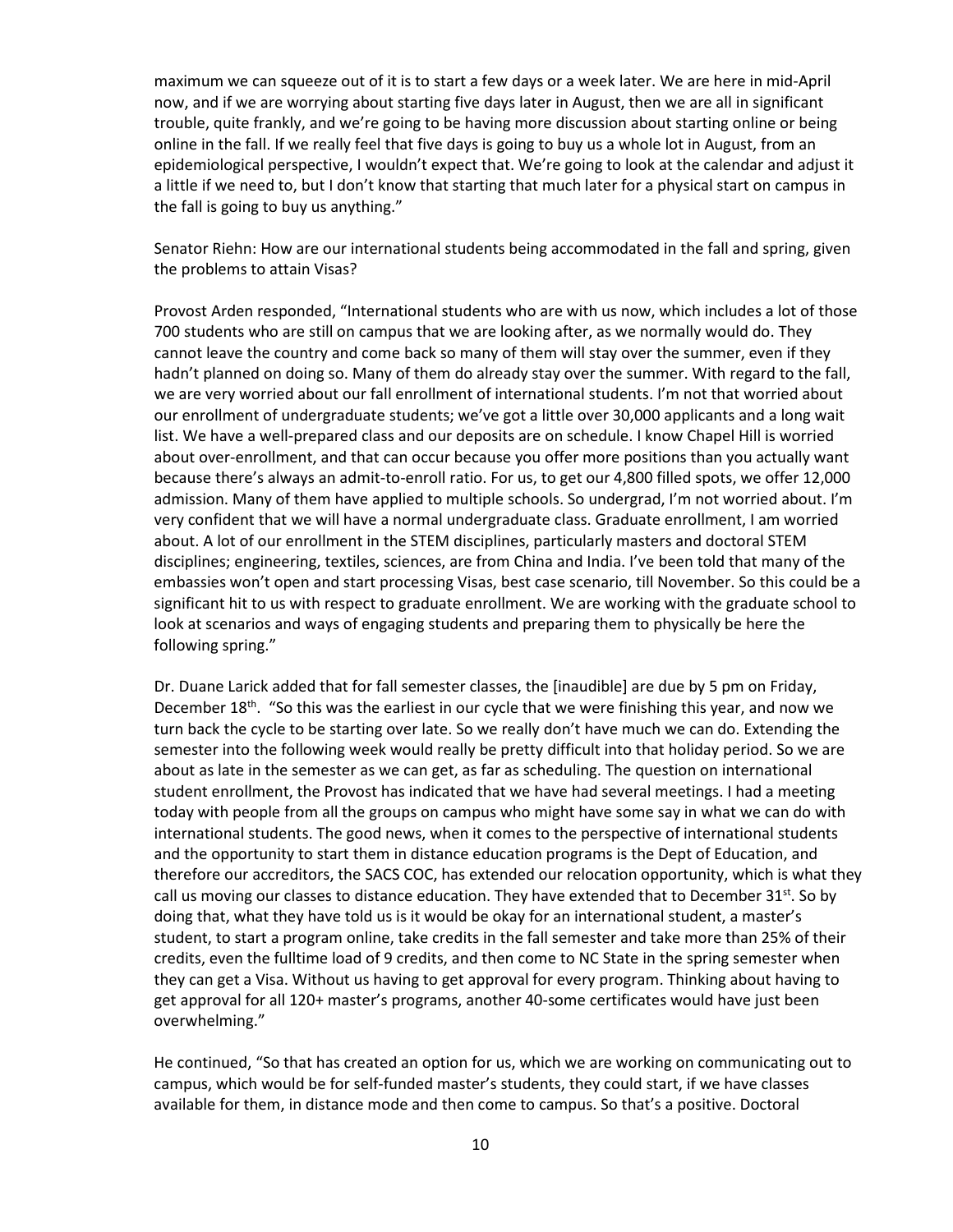maximum we can squeeze out of it is to start a few days or a week later. We are here in mid-April now, and if we are worrying about starting five days later in August, then we are all in significant trouble, quite frankly, and we're going to be having more discussion about starting online or being online in the fall. If we really feel that five days is going to buy us a whole lot in August, from an epidemiological perspective, I wouldn't expect that. We're going to look at the calendar and adjust it a little if we need to, but I don't know that starting that much later for a physical start on campus in the fall is going to buy us anything."

Senator Riehn: How are our international students being accommodated in the fall and spring, given the problems to attain Visas?

Provost Arden responded, "International students who are with us now, which includes a lot of those 700 students who are still on campus that we are looking after, as we normally would do. They cannot leave the country and come back so many of them will stay over the summer, even if they hadn't planned on doing so. Many of them do already stay over the summer. With regard to the fall, we are very worried about our fall enrollment of international students. I'm not that worried about our enrollment of undergraduate students; we've got a little over 30,000 applicants and a long wait list. We have a well-prepared class and our deposits are on schedule. I know Chapel Hill is worried about over-enrollment, and that can occur because you offer more positions than you actually want because there's always an admit-to-enroll ratio. For us, to get our 4,800 filled spots, we offer 12,000 admission. Many of them have applied to multiple schools. So undergrad, I'm not worried about. I'm very confident that we will have a normal undergraduate class. Graduate enrollment, I am worried about. A lot of our enrollment in the STEM disciplines, particularly masters and doctoral STEM disciplines; engineering, textiles, sciences, are from China and India. I've been told that many of the embassies won't open and start processing Visas, best case scenario, till November. So this could be a significant hit to us with respect to graduate enrollment. We are working with the graduate school to look at scenarios and ways of engaging students and preparing them to physically be here the following spring."

Dr. Duane Larick added that for fall semester classes, the [inaudible] are due by 5 pm on Friday, December 18th. "So this was the earliest in our cycle that we were finishing this year, and now we turn back the cycle to be starting over late. So we really don't have much we can do. Extending the semester into the following week would really be pretty difficult into that holiday period. So we are about as late in the semester as we can get, as far as scheduling. The question on international student enrollment, the Provost has indicated that we have had several meetings. I had a meeting today with people from all the groups on campus who might have some say in what we can do with international students. The good news, when it comes to the perspective of international students and the opportunity to start them in distance education programs is the Dept of Education, and therefore our accreditors, the SACS COC, has extended our relocation opportunity, which is what they call us moving our classes to distance education. They have extended that to December 31st. So by doing that, what they have told us is it would be okay for an international student, a master's student, to start a program online, take credits in the fall semester and take more than 25% of their credits, even the fulltime load of 9 credits, and then come to NC State in the spring semester when they can get a Visa. Without us having to get approval for every program. Thinking about having to get approval for all 120+ master's programs, another 40-some certificates would have just been overwhelming."

He continued, "So that has created an option for us, which we are working on communicating out to campus, which would be for self-funded master's students, they could start, if we have classes available for them, in distance mode and then come to campus. So that's a positive. Doctoral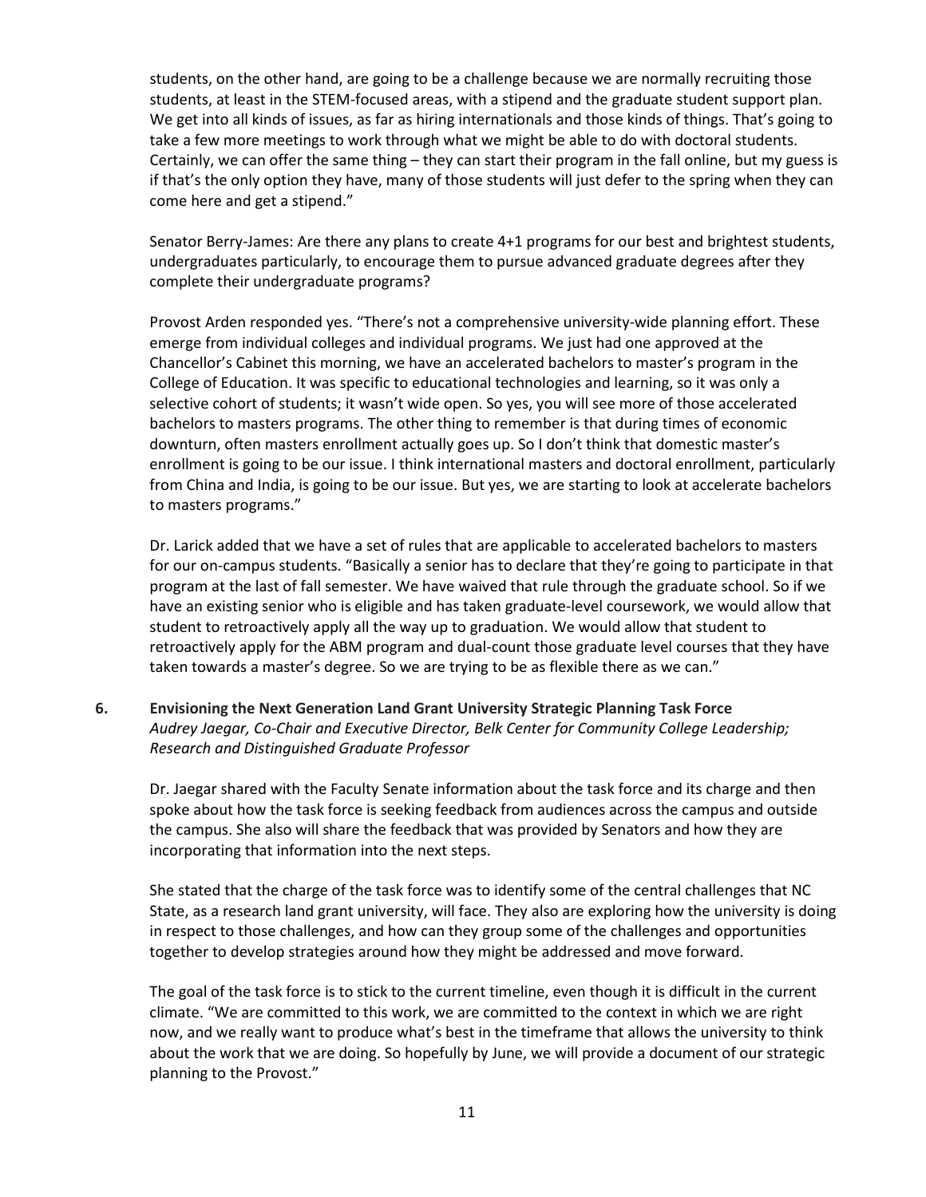students, on the other hand, are going to be a challenge because we are normally recruiting those students, at least in the STEM-focused areas, with a stipend and the graduate student support plan. We get into all kinds of issues, as far as hiring internationals and those kinds of things. That's going to take a few more meetings to work through what we might be able to do with doctoral students. Certainly, we can offer the same thing – they can start their program in the fall online, but my guess is if that's the only option they have, many of those students will just defer to the spring when they can come here and get a stipend."

Senator Berry-James: Are there any plans to create 4+1 programs for our best and brightest students, undergraduates particularly, to encourage them to pursue advanced graduate degrees after they complete their undergraduate programs?

Provost Arden responded yes. "There's not a comprehensive university-wide planning effort. These emerge from individual colleges and individual programs. We just had one approved at the Chancellor's Cabinet this morning, we have an accelerated bachelors to master's program in the College of Education. It was specific to educational technologies and learning, so it was only a selective cohort of students; it wasn't wide open. So yes, you will see more of those accelerated bachelors to masters programs. The other thing to remember is that during times of economic downturn, often masters enrollment actually goes up. So I don't think that domestic master's enrollment is going to be our issue. I think international masters and doctoral enrollment, particularly from China and India, is going to be our issue. But yes, we are starting to look at accelerate bachelors to masters programs."

Dr. Larick added that we have a set of rules that are applicable to accelerated bachelors to masters for our on-campus students. "Basically a senior has to declare that they're going to participate in that program at the last of fall semester. We have waived that rule through the graduate school. So if we have an existing senior who is eligible and has taken graduate-level coursework, we would allow that student to retroactively apply all the way up to graduation. We would allow that student to retroactively apply for the ABM program and dual-count those graduate level courses that they have taken towards a master's degree. So we are trying to be as flexible there as we can."

**6. Envisioning the Next Generation Land Grant University Strategic Planning Task Force**
*Audrey Jaegar, Co-Chair and Executive Director, Belk Center for Community College Leadership; Research and Distinguished Graduate Professor*

Dr. Jaegar shared with the Faculty Senate information about the task force and its charge and then spoke about how the task force is seeking feedback from audiences across the campus and outside the campus. She also will share the feedback that was provided by Senators and how they are incorporating that information into the next steps.

She stated that the charge of the task force was to identify some of the central challenges that NC State, as a research land grant university, will face. They also are exploring how the university is doing in respect to those challenges, and how can they group some of the challenges and opportunities together to develop strategies around how they might be addressed and move forward.

The goal of the task force is to stick to the current timeline, even though it is difficult in the current climate. "We are committed to this work, we are committed to the context in which we are right now, and we really want to produce what's best in the timeframe that allows the university to think about the work that we are doing. So hopefully by June, we will provide a document of our strategic planning to the Provost."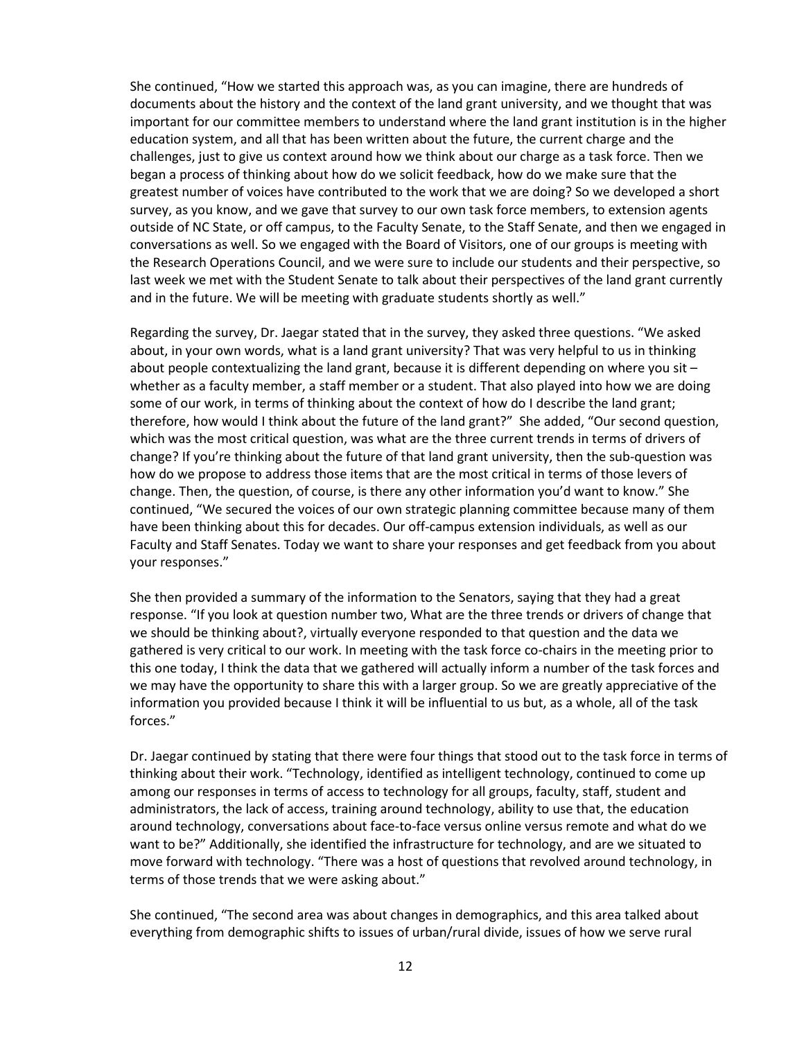She continued, "How we started this approach was, as you can imagine, there are hundreds of documents about the history and the context of the land grant university, and we thought that was important for our committee members to understand where the land grant institution is in the higher education system, and all that has been written about the future, the current charge and the challenges, just to give us context around how we think about our charge as a task force. Then we began a process of thinking about how do we solicit feedback, how do we make sure that the greatest number of voices have contributed to the work that we are doing? So we developed a short survey, as you know, and we gave that survey to our own task force members, to extension agents outside of NC State, or off campus, to the Faculty Senate, to the Staff Senate, and then we engaged in conversations as well. So we engaged with the Board of Visitors, one of our groups is meeting with the Research Operations Council, and we were sure to include our students and their perspective, so last week we met with the Student Senate to talk about their perspectives of the land grant currently and in the future. We will be meeting with graduate students shortly as well."

Regarding the survey, Dr. Jaegar stated that in the survey, they asked three questions. "We asked about, in your own words, what is a land grant university? That was very helpful to us in thinking about people contextualizing the land grant, because it is different depending on where you sit – whether as a faculty member, a staff member or a student. That also played into how we are doing some of our work, in terms of thinking about the context of how do I describe the land grant; therefore, how would I think about the future of the land grant?" She added, "Our second question, which was the most critical question, was what are the three current trends in terms of drivers of change? If you're thinking about the future of that land grant university, then the sub-question was how do we propose to address those items that are the most critical in terms of those levers of change. Then, the question, of course, is there any other information you'd want to know." She continued, "We secured the voices of our own strategic planning committee because many of them have been thinking about this for decades. Our off-campus extension individuals, as well as our Faculty and Staff Senates. Today we want to share your responses and get feedback from you about your responses."

She then provided a summary of the information to the Senators, saying that they had a great response. "If you look at question number two, What are the three trends or drivers of change that we should be thinking about?, virtually everyone responded to that question and the data we gathered is very critical to our work. In meeting with the task force co-chairs in the meeting prior to this one today, I think the data that we gathered will actually inform a number of the task forces and we may have the opportunity to share this with a larger group. So we are greatly appreciative of the information you provided because I think it will be influential to us but, as a whole, all of the task forces."

Dr. Jaegar continued by stating that there were four things that stood out to the task force in terms of thinking about their work. "Technology, identified as intelligent technology, continued to come up among our responses in terms of access to technology for all groups, faculty, staff, student and administrators, the lack of access, training around technology, ability to use that, the education around technology, conversations about face-to-face versus online versus remote and what do we want to be?" Additionally, she identified the infrastructure for technology, and are we situated to move forward with technology. "There was a host of questions that revolved around technology, in terms of those trends that we were asking about."

She continued, "The second area was about changes in demographics, and this area talked about everything from demographic shifts to issues of urban/rural divide, issues of how we serve rural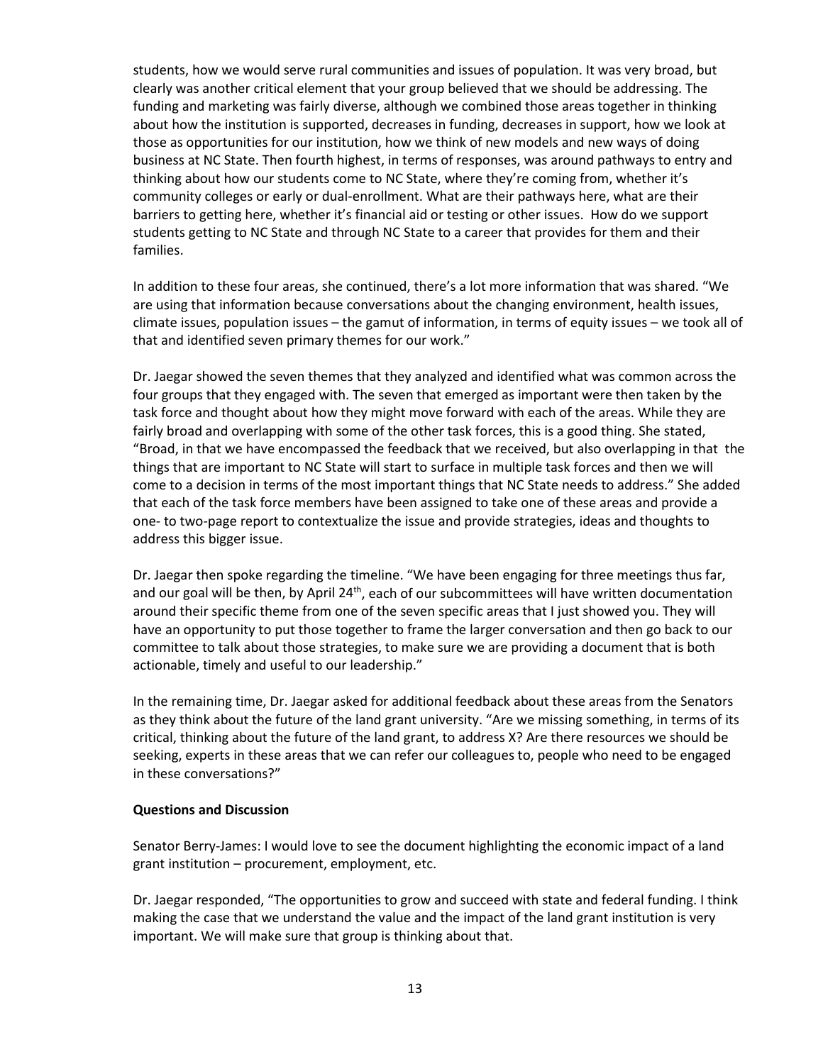students, how we would serve rural communities and issues of population. It was very broad, but clearly was another critical element that your group believed that we should be addressing. The funding and marketing was fairly diverse, although we combined those areas together in thinking about how the institution is supported, decreases in funding, decreases in support, how we look at those as opportunities for our institution, how we think of new models and new ways of doing business at NC State. Then fourth highest, in terms of responses, was around pathways to entry and thinking about how our students come to NC State, where they're coming from, whether it's community colleges or early or dual-enrollment. What are their pathways here, what are their barriers to getting here, whether it's financial aid or testing or other issues. How do we support students getting to NC State and through NC State to a career that provides for them and their families.

In addition to these four areas, she continued, there's a lot more information that was shared. "We are using that information because conversations about the changing environment, health issues, climate issues, population issues – the gamut of information, in terms of equity issues – we took all of that and identified seven primary themes for our work."

Dr. Jaegar showed the seven themes that they analyzed and identified what was common across the four groups that they engaged with. The seven that emerged as important were then taken by the task force and thought about how they might move forward with each of the areas. While they are fairly broad and overlapping with some of the other task forces, this is a good thing. She stated, "Broad, in that we have encompassed the feedback that we received, but also overlapping in that the things that are important to NC State will start to surface in multiple task forces and then we will come to a decision in terms of the most important things that NC State needs to address." She added that each of the task force members have been assigned to take one of these areas and provide a one- to two-page report to contextualize the issue and provide strategies, ideas and thoughts to address this bigger issue.

Dr. Jaegar then spoke regarding the timeline. "We have been engaging for three meetings thus far, and our goal will be then, by April 24th, each of our subcommittees will have written documentation around their specific theme from one of the seven specific areas that I just showed you. They will have an opportunity to put those together to frame the larger conversation and then go back to our committee to talk about those strategies, to make sure we are providing a document that is both actionable, timely and useful to our leadership."

In the remaining time, Dr. Jaegar asked for additional feedback about these areas from the Senators as they think about the future of the land grant university. "Are we missing something, in terms of its critical, thinking about the future of the land grant, to address X? Are there resources we should be seeking, experts in these areas that we can refer our colleagues to, people who need to be engaged in these conversations?"

**Questions and Discussion**

Senator Berry-James: I would love to see the document highlighting the economic impact of a land grant institution – procurement, employment, etc.

Dr. Jaegar responded, "The opportunities to grow and succeed with state and federal funding. I think making the case that we understand the value and the impact of the land grant institution is very important. We will make sure that group is thinking about that.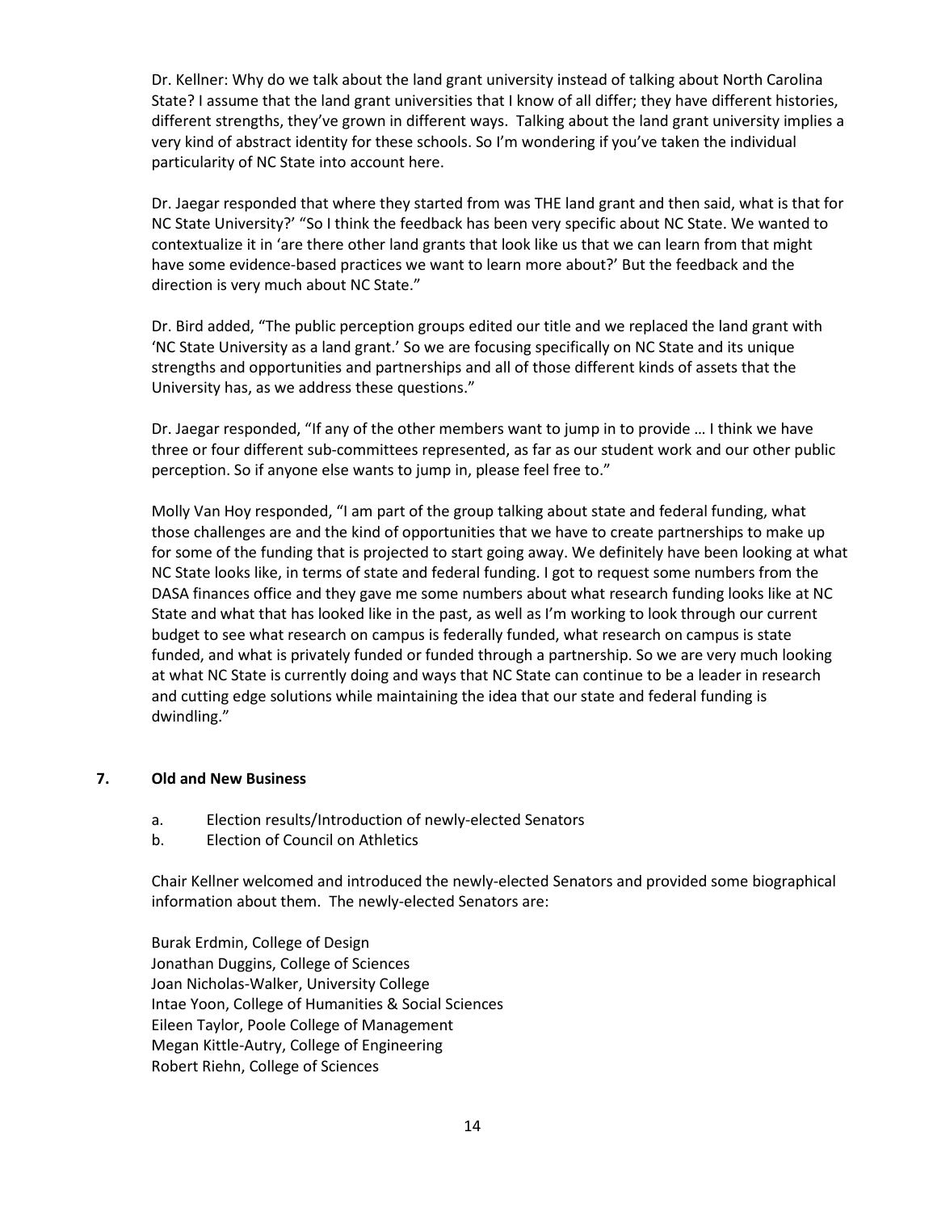Dr. Kellner: Why do we talk about the land grant university instead of talking about North Carolina State? I assume that the land grant universities that I know of all differ; they have different histories, different strengths, they've grown in different ways. Talking about the land grant university implies a very kind of abstract identity for these schools. So I'm wondering if you've taken the individual particularity of NC State into account here.

Dr. Jaegar responded that where they started from was THE land grant and then said, what is that for NC State University?' "So I think the feedback has been very specific about NC State. We wanted to contextualize it in 'are there other land grants that look like us that we can learn from that might have some evidence-based practices we want to learn more about?' But the feedback and the direction is very much about NC State."

Dr. Bird added, "The public perception groups edited our title and we replaced the land grant with 'NC State University as a land grant.' So we are focusing specifically on NC State and its unique strengths and opportunities and partnerships and all of those different kinds of assets that the University has, as we address these questions."

Dr. Jaegar responded, "If any of the other members want to jump in to provide … I think we have three or four different sub-committees represented, as far as our student work and our other public perception. So if anyone else wants to jump in, please feel free to."

Molly Van Hoy responded, "I am part of the group talking about state and federal funding, what those challenges are and the kind of opportunities that we have to create partnerships to make up for some of the funding that is projected to start going away. We definitely have been looking at what NC State looks like, in terms of state and federal funding. I got to request some numbers from the DASA finances office and they gave me some numbers about what research funding looks like at NC State and what that has looked like in the past, as well as I'm working to look through our current budget to see what research on campus is federally funded, what research on campus is state funded, and what is privately funded or funded through a partnership. So we are very much looking at what NC State is currently doing and ways that NC State can continue to be a leader in research and cutting edge solutions while maintaining the idea that our state and federal funding is dwindling."

## 7. Old and New Business

a. Election results/Introduction of newly-elected Senators
b. Election of Council on Athletics

Chair Kellner welcomed and introduced the newly-elected Senators and provided some biographical information about them. The newly-elected Senators are:

Burak Erdmin, College of Design
Jonathan Duggins, College of Sciences
Joan Nicholas-Walker, University College
Intae Yoon, College of Humanities & Social Sciences
Eileen Taylor, Poole College of Management
Megan Kittle-Autry, College of Engineering
Robert Riehn, College of Sciences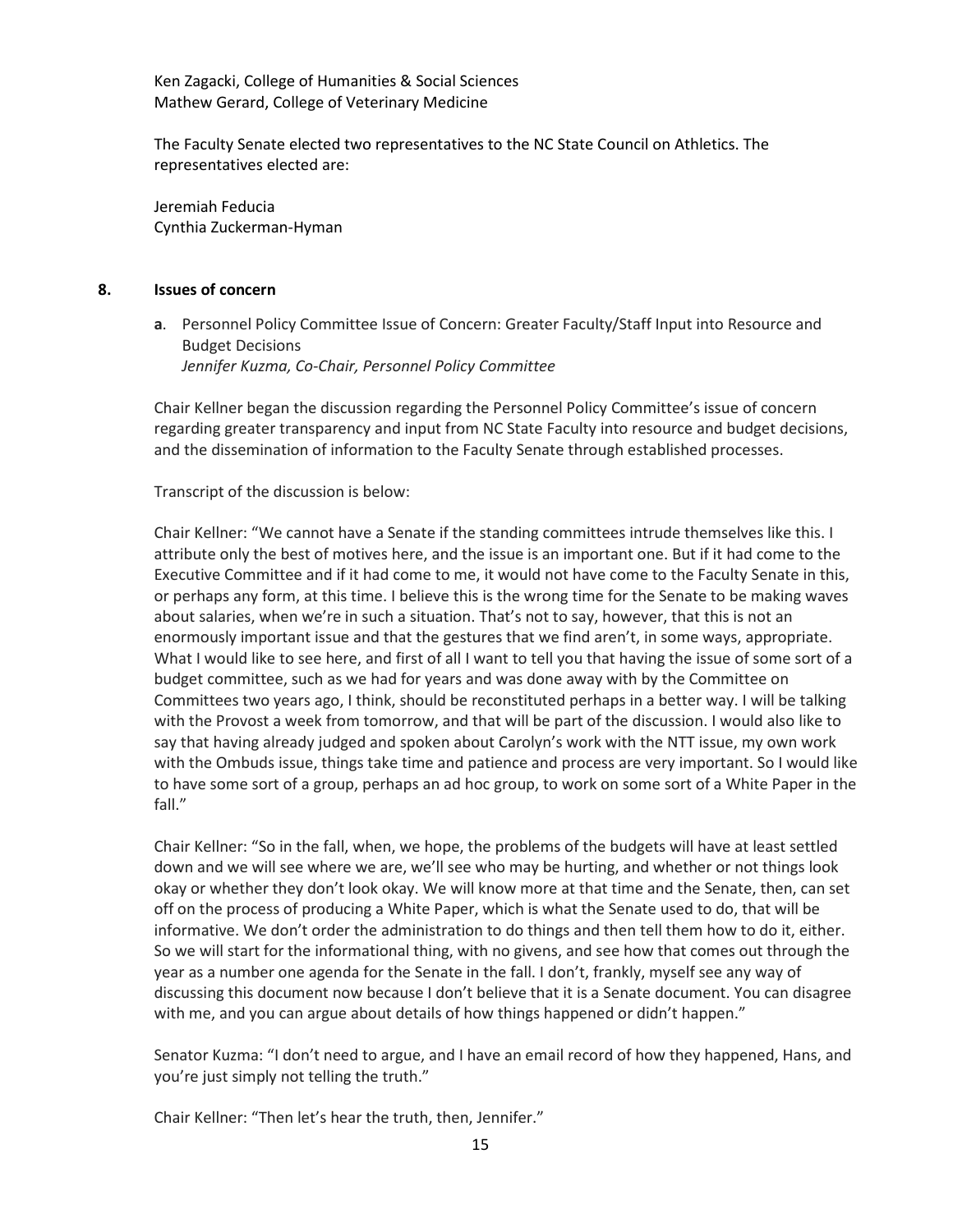Ken Zagacki, College of Humanities & Social Sciences
Mathew Gerard, College of Veterinary Medicine

The Faculty Senate elected two representatives to the NC State Council on Athletics. The representatives elected are:

Jeremiah Feducia
Cynthia Zuckerman-Hyman

## 8. Issues of concern

**a**. Personnel Policy Committee Issue of Concern: Greater Faculty/Staff Input into Resource and Budget Decisions
*Jennifer Kuzma, Co-Chair, Personnel Policy Committee*

Chair Kellner began the discussion regarding the Personnel Policy Committee's issue of concern regarding greater transparency and input from NC State Faculty into resource and budget decisions, and the dissemination of information to the Faculty Senate through established processes.

Transcript of the discussion is below:

Chair Kellner: "We cannot have a Senate if the standing committees intrude themselves like this. I attribute only the best of motives here, and the issue is an important one. But if it had come to the Executive Committee and if it had come to me, it would not have come to the Faculty Senate in this, or perhaps any form, at this time. I believe this is the wrong time for the Senate to be making waves about salaries, when we're in such a situation. That's not to say, however, that this is not an enormously important issue and that the gestures that we find aren't, in some ways, appropriate. What I would like to see here, and first of all I want to tell you that having the issue of some sort of a budget committee, such as we had for years and was done away with by the Committee on Committees two years ago, I think, should be reconstituted perhaps in a better way. I will be talking with the Provost a week from tomorrow, and that will be part of the discussion. I would also like to say that having already judged and spoken about Carolyn's work with the NTT issue, my own work with the Ombuds issue, things take time and patience and process are very important. So I would like to have some sort of a group, perhaps an ad hoc group, to work on some sort of a White Paper in the fall."

Chair Kellner: "So in the fall, when, we hope, the problems of the budgets will have at least settled down and we will see where we are, we'll see who may be hurting, and whether or not things look okay or whether they don't look okay. We will know more at that time and the Senate, then, can set off on the process of producing a White Paper, which is what the Senate used to do, that will be informative. We don't order the administration to do things and then tell them how to do it, either. So we will start for the informational thing, with no givens, and see how that comes out through the year as a number one agenda for the Senate in the fall. I don't, frankly, myself see any way of discussing this document now because I don't believe that it is a Senate document. You can disagree with me, and you can argue about details of how things happened or didn't happen."

Senator Kuzma: "I don't need to argue, and I have an email record of how they happened, Hans, and you're just simply not telling the truth."

Chair Kellner: "Then let's hear the truth, then, Jennifer."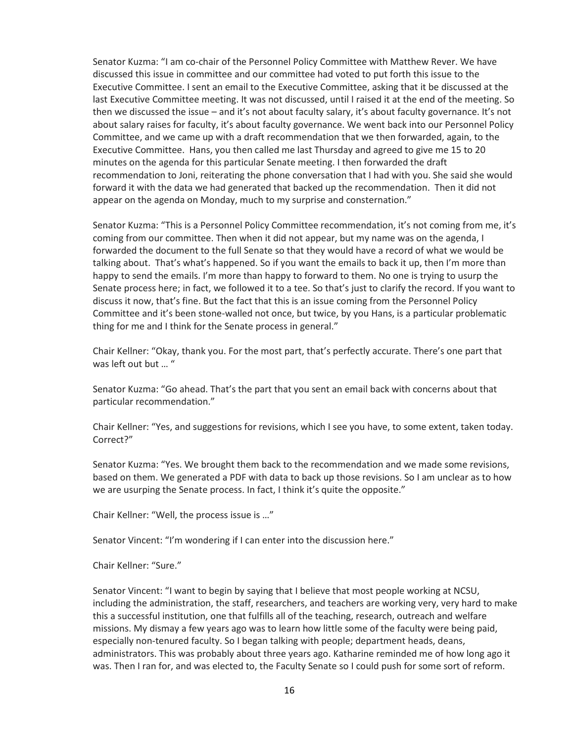Senator Kuzma: "I am co-chair of the Personnel Policy Committee with Matthew Rever. We have discussed this issue in committee and our committee had voted to put forth this issue to the Executive Committee. I sent an email to the Executive Committee, asking that it be discussed at the last Executive Committee meeting. It was not discussed, until I raised it at the end of the meeting. So then we discussed the issue – and it's not about faculty salary, it's about faculty governance. It's not about salary raises for faculty, it's about faculty governance. We went back into our Personnel Policy Committee, and we came up with a draft recommendation that we then forwarded, again, to the Executive Committee. Hans, you then called me last Thursday and agreed to give me 15 to 20 minutes on the agenda for this particular Senate meeting. I then forwarded the draft recommendation to Joni, reiterating the phone conversation that I had with you. She said she would forward it with the data we had generated that backed up the recommendation. Then it did not appear on the agenda on Monday, much to my surprise and consternation."

Senator Kuzma: "This is a Personnel Policy Committee recommendation, it's not coming from me, it's coming from our committee. Then when it did not appear, but my name was on the agenda, I forwarded the document to the full Senate so that they would have a record of what we would be talking about. That's what's happened. So if you want the emails to back it up, then I'm more than happy to send the emails. I'm more than happy to forward to them. No one is trying to usurp the Senate process here; in fact, we followed it to a tee. So that's just to clarify the record. If you want to discuss it now, that's fine. But the fact that this is an issue coming from the Personnel Policy Committee and it's been stone-walled not once, but twice, by you Hans, is a particular problematic thing for me and I think for the Senate process in general."

Chair Kellner: "Okay, thank you. For the most part, that's perfectly accurate. There's one part that was left out but … "

Senator Kuzma: "Go ahead. That's the part that you sent an email back with concerns about that particular recommendation."

Chair Kellner: "Yes, and suggestions for revisions, which I see you have, to some extent, taken today. Correct?"

Senator Kuzma: "Yes. We brought them back to the recommendation and we made some revisions, based on them. We generated a PDF with data to back up those revisions. So I am unclear as to how we are usurping the Senate process. In fact, I think it's quite the opposite."

Chair Kellner: "Well, the process issue is …"

Senator Vincent: "I'm wondering if I can enter into the discussion here."

Chair Kellner: "Sure."

Senator Vincent: "I want to begin by saying that I believe that most people working at NCSU, including the administration, the staff, researchers, and teachers are working very, very hard to make this a successful institution, one that fulfills all of the teaching, research, outreach and welfare missions. My dismay a few years ago was to learn how little some of the faculty were being paid, especially non-tenured faculty. So I began talking with people; department heads, deans, administrators. This was probably about three years ago. Katharine reminded me of how long ago it was. Then I ran for, and was elected to, the Faculty Senate so I could push for some sort of reform.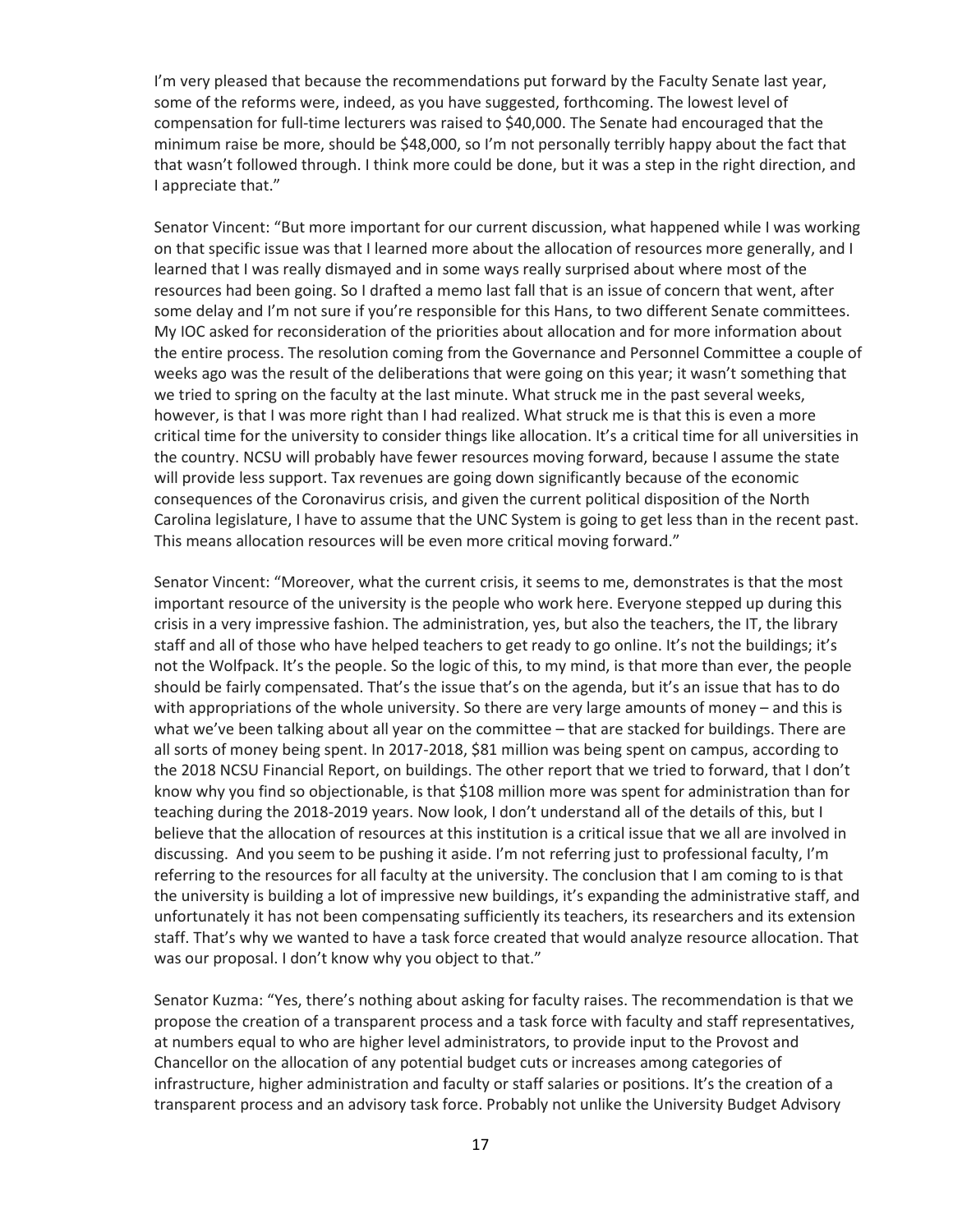I'm very pleased that because the recommendations put forward by the Faculty Senate last year, some of the reforms were, indeed, as you have suggested, forthcoming. The lowest level of compensation for full-time lecturers was raised to $40,000. The Senate had encouraged that the minimum raise be more, should be $48,000, so I'm not personally terribly happy about the fact that that wasn't followed through. I think more could be done, but it was a step in the right direction, and I appreciate that."

Senator Vincent: "But more important for our current discussion, what happened while I was working on that specific issue was that I learned more about the allocation of resources more generally, and I learned that I was really dismayed and in some ways really surprised about where most of the resources had been going. So I drafted a memo last fall that is an issue of concern that went, after some delay and I'm not sure if you're responsible for this Hans, to two different Senate committees. My IOC asked for reconsideration of the priorities about allocation and for more information about the entire process. The resolution coming from the Governance and Personnel Committee a couple of weeks ago was the result of the deliberations that were going on this year; it wasn't something that we tried to spring on the faculty at the last minute. What struck me in the past several weeks, however, is that I was more right than I had realized. What struck me is that this is even a more critical time for the university to consider things like allocation. It's a critical time for all universities in the country. NCSU will probably have fewer resources moving forward, because I assume the state will provide less support. Tax revenues are going down significantly because of the economic consequences of the Coronavirus crisis, and given the current political disposition of the North Carolina legislature, I have to assume that the UNC System is going to get less than in the recent past. This means allocation resources will be even more critical moving forward."

Senator Vincent: "Moreover, what the current crisis, it seems to me, demonstrates is that the most important resource of the university is the people who work here. Everyone stepped up during this crisis in a very impressive fashion. The administration, yes, but also the teachers, the IT, the library staff and all of those who have helped teachers to get ready to go online. It's not the buildings; it's not the Wolfpack. It's the people. So the logic of this, to my mind, is that more than ever, the people should be fairly compensated. That's the issue that's on the agenda, but it's an issue that has to do with appropriations of the whole university. So there are very large amounts of money – and this is what we've been talking about all year on the committee – that are stacked for buildings. There are all sorts of money being spent. In 2017-2018, $81 million was being spent on campus, according to the 2018 NCSU Financial Report, on buildings. The other report that we tried to forward, that I don't know why you find so objectionable, is that $108 million more was spent for administration than for teaching during the 2018-2019 years. Now look, I don't understand all of the details of this, but I believe that the allocation of resources at this institution is a critical issue that we all are involved in discussing. And you seem to be pushing it aside. I'm not referring just to professional faculty, I'm referring to the resources for all faculty at the university. The conclusion that I am coming to is that the university is building a lot of impressive new buildings, it's expanding the administrative staff, and unfortunately it has not been compensating sufficiently its teachers, its researchers and its extension staff. That's why we wanted to have a task force created that would analyze resource allocation. That was our proposal. I don't know why you object to that."

Senator Kuzma: "Yes, there's nothing about asking for faculty raises. The recommendation is that we propose the creation of a transparent process and a task force with faculty and staff representatives, at numbers equal to who are higher level administrators, to provide input to the Provost and Chancellor on the allocation of any potential budget cuts or increases among categories of infrastructure, higher administration and faculty or staff salaries or positions. It's the creation of a transparent process and an advisory task force. Probably not unlike the University Budget Advisory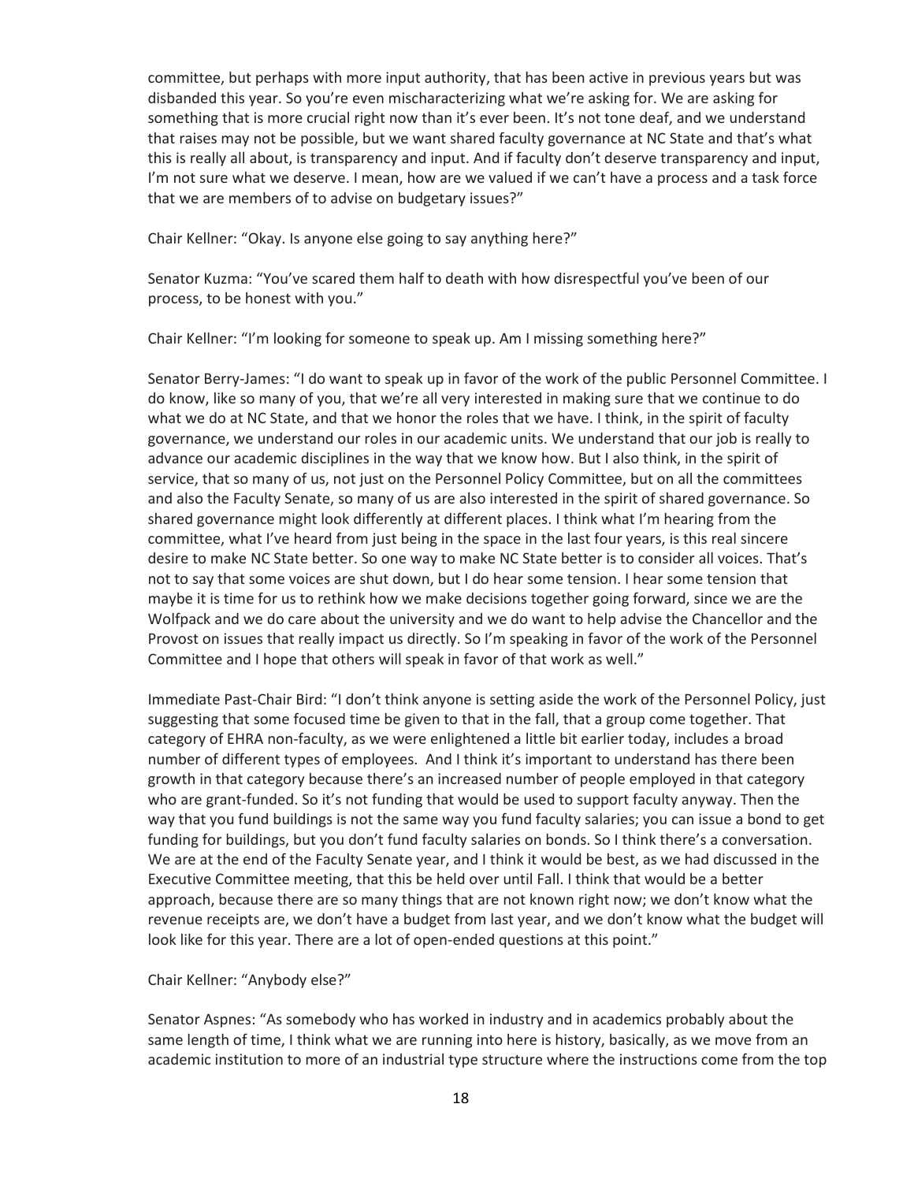committee, but perhaps with more input authority, that has been active in previous years but was disbanded this year. So you're even mischaracterizing what we're asking for. We are asking for something that is more crucial right now than it's ever been. It's not tone deaf, and we understand that raises may not be possible, but we want shared faculty governance at NC State and that's what this is really all about, is transparency and input. And if faculty don't deserve transparency and input, I'm not sure what we deserve. I mean, how are we valued if we can't have a process and a task force that we are members of to advise on budgetary issues?"

Chair Kellner: "Okay. Is anyone else going to say anything here?"

Senator Kuzma: "You've scared them half to death with how disrespectful you've been of our process, to be honest with you."

Chair Kellner: "I'm looking for someone to speak up. Am I missing something here?"

Senator Berry-James: "I do want to speak up in favor of the work of the public Personnel Committee. I do know, like so many of you, that we're all very interested in making sure that we continue to do what we do at NC State, and that we honor the roles that we have. I think, in the spirit of faculty governance, we understand our roles in our academic units. We understand that our job is really to advance our academic disciplines in the way that we know how. But I also think, in the spirit of service, that so many of us, not just on the Personnel Policy Committee, but on all the committees and also the Faculty Senate, so many of us are also interested in the spirit of shared governance. So shared governance might look differently at different places. I think what I'm hearing from the committee, what I've heard from just being in the space in the last four years, is this real sincere desire to make NC State better. So one way to make NC State better is to consider all voices. That's not to say that some voices are shut down, but I do hear some tension. I hear some tension that maybe it is time for us to rethink how we make decisions together going forward, since we are the Wolfpack and we do care about the university and we do want to help advise the Chancellor and the Provost on issues that really impact us directly. So I'm speaking in favor of the work of the Personnel Committee and I hope that others will speak in favor of that work as well."

Immediate Past-Chair Bird: "I don't think anyone is setting aside the work of the Personnel Policy, just suggesting that some focused time be given to that in the fall, that a group come together. That category of EHRA non-faculty, as we were enlightened a little bit earlier today, includes a broad number of different types of employees. And I think it's important to understand has there been growth in that category because there's an increased number of people employed in that category who are grant-funded. So it's not funding that would be used to support faculty anyway. Then the way that you fund buildings is not the same way you fund faculty salaries; you can issue a bond to get funding for buildings, but you don't fund faculty salaries on bonds. So I think there's a conversation. We are at the end of the Faculty Senate year, and I think it would be best, as we had discussed in the Executive Committee meeting, that this be held over until Fall. I think that would be a better approach, because there are so many things that are not known right now; we don't know what the revenue receipts are, we don't have a budget from last year, and we don't know what the budget will look like for this year. There are a lot of open-ended questions at this point."

Chair Kellner: "Anybody else?"

Senator Aspnes: "As somebody who has worked in industry and in academics probably about the same length of time, I think what we are running into here is history, basically, as we move from an academic institution to more of an industrial type structure where the instructions come from the top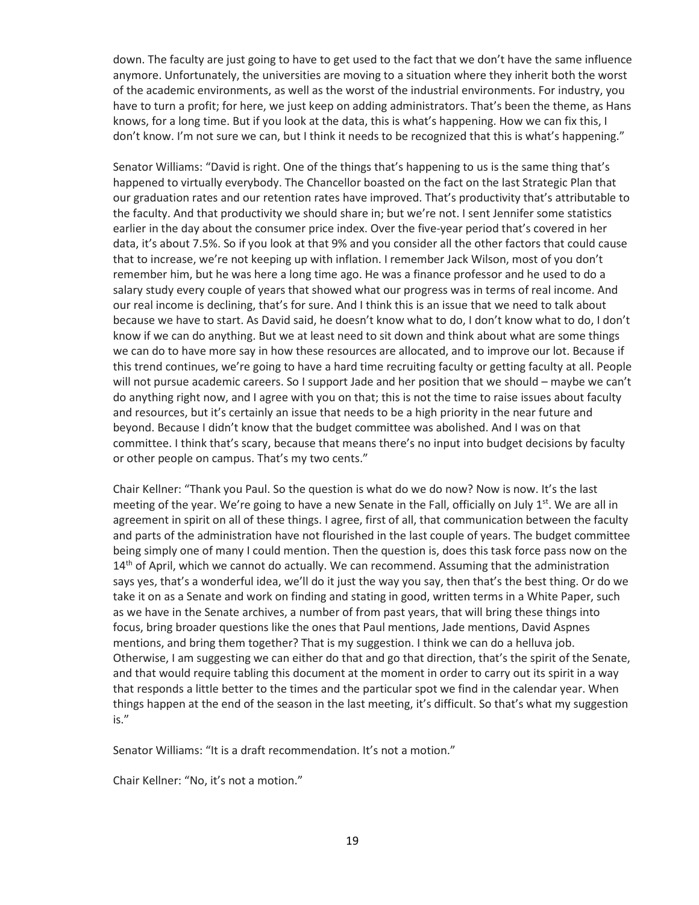down. The faculty are just going to have to get used to the fact that we don't have the same influence anymore. Unfortunately, the universities are moving to a situation where they inherit both the worst of the academic environments, as well as the worst of the industrial environments. For industry, you have to turn a profit; for here, we just keep on adding administrators. That's been the theme, as Hans knows, for a long time. But if you look at the data, this is what's happening. How we can fix this, I don't know. I'm not sure we can, but I think it needs to be recognized that this is what's happening."

Senator Williams: "David is right. One of the things that's happening to us is the same thing that's happened to virtually everybody. The Chancellor boasted on the fact on the last Strategic Plan that our graduation rates and our retention rates have improved. That's productivity that's attributable to the faculty. And that productivity we should share in; but we're not. I sent Jennifer some statistics earlier in the day about the consumer price index. Over the five-year period that's covered in her data, it's about 7.5%. So if you look at that 9% and you consider all the other factors that could cause that to increase, we're not keeping up with inflation. I remember Jack Wilson, most of you don't remember him, but he was here a long time ago. He was a finance professor and he used to do a salary study every couple of years that showed what our progress was in terms of real income. And our real income is declining, that's for sure. And I think this is an issue that we need to talk about because we have to start. As David said, he doesn't know what to do, I don't know what to do, I don't know if we can do anything. But we at least need to sit down and think about what are some things we can do to have more say in how these resources are allocated, and to improve our lot. Because if this trend continues, we're going to have a hard time recruiting faculty or getting faculty at all. People will not pursue academic careers. So I support Jade and her position that we should – maybe we can't do anything right now, and I agree with you on that; this is not the time to raise issues about faculty and resources, but it's certainly an issue that needs to be a high priority in the near future and beyond. Because I didn't know that the budget committee was abolished. And I was on that committee. I think that's scary, because that means there's no input into budget decisions by faculty or other people on campus. That's my two cents."

Chair Kellner: "Thank you Paul. So the question is what do we do now? Now is now. It's the last meeting of the year. We're going to have a new Senate in the Fall, officially on July 1st. We are all in agreement in spirit on all of these things. I agree, first of all, that communication between the faculty and parts of the administration have not flourished in the last couple of years. The budget committee being simply one of many I could mention. Then the question is, does this task force pass now on the 14th of April, which we cannot do actually. We can recommend. Assuming that the administration says yes, that's a wonderful idea, we'll do it just the way you say, then that's the best thing. Or do we take it on as a Senate and work on finding and stating in good, written terms in a White Paper, such as we have in the Senate archives, a number of from past years, that will bring these things into focus, bring broader questions like the ones that Paul mentions, Jade mentions, David Aspnes mentions, and bring them together? That is my suggestion. I think we can do a helluva job. Otherwise, I am suggesting we can either do that and go that direction, that's the spirit of the Senate, and that would require tabling this document at the moment in order to carry out its spirit in a way that responds a little better to the times and the particular spot we find in the calendar year. When things happen at the end of the season in the last meeting, it's difficult. So that's what my suggestion is."

Senator Williams: "It is a draft recommendation. It's not a motion."

Chair Kellner: "No, it's not a motion."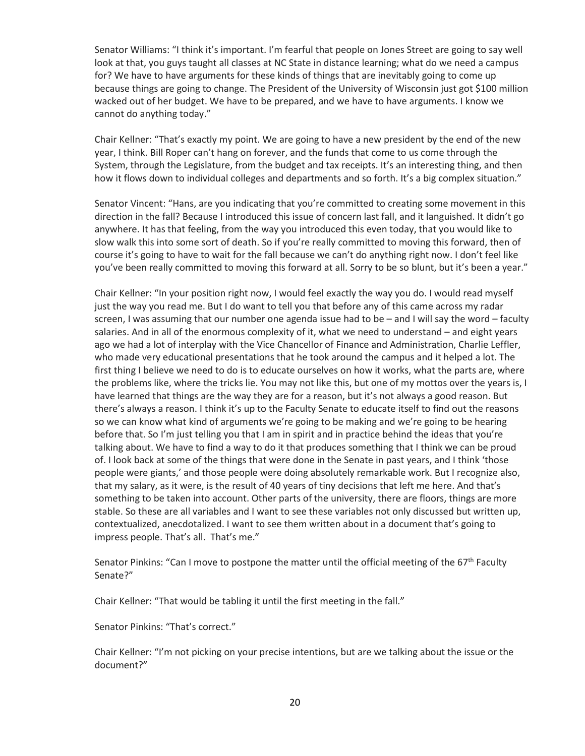Senator Williams: "I think it's important. I'm fearful that people on Jones Street are going to say well look at that, you guys taught all classes at NC State in distance learning; what do we need a campus for? We have to have arguments for these kinds of things that are inevitably going to come up because things are going to change. The President of the University of Wisconsin just got $100 million wacked out of her budget. We have to be prepared, and we have to have arguments. I know we cannot do anything today."

Chair Kellner: "That's exactly my point. We are going to have a new president by the end of the new year, I think. Bill Roper can't hang on forever, and the funds that come to us come through the System, through the Legislature, from the budget and tax receipts. It's an interesting thing, and then how it flows down to individual colleges and departments and so forth. It's a big complex situation."

Senator Vincent: "Hans, are you indicating that you're committed to creating some movement in this direction in the fall? Because I introduced this issue of concern last fall, and it languished. It didn't go anywhere. It has that feeling, from the way you introduced this even today, that you would like to slow walk this into some sort of death. So if you're really committed to moving this forward, then of course it's going to have to wait for the fall because we can't do anything right now. I don't feel like you've been really committed to moving this forward at all. Sorry to be so blunt, but it's been a year."

Chair Kellner: "In your position right now, I would feel exactly the way you do. I would read myself just the way you read me. But I do want to tell you that before any of this came across my radar screen, I was assuming that our number one agenda issue had to be – and I will say the word – faculty salaries. And in all of the enormous complexity of it, what we need to understand – and eight years ago we had a lot of interplay with the Vice Chancellor of Finance and Administration, Charlie Leffler, who made very educational presentations that he took around the campus and it helped a lot. The first thing I believe we need to do is to educate ourselves on how it works, what the parts are, where the problems like, where the tricks lie. You may not like this, but one of my mottos over the years is, I have learned that things are the way they are for a reason, but it's not always a good reason. But there's always a reason. I think it's up to the Faculty Senate to educate itself to find out the reasons so we can know what kind of arguments we're going to be making and we're going to be hearing before that. So I'm just telling you that I am in spirit and in practice behind the ideas that you're talking about. We have to find a way to do it that produces something that I think we can be proud of. I look back at some of the things that were done in the Senate in past years, and I think 'those people were giants,' and those people were doing absolutely remarkable work. But I recognize also, that my salary, as it were, is the result of 40 years of tiny decisions that left me here. And that's something to be taken into account. Other parts of the university, there are floors, things are more stable. So these are all variables and I want to see these variables not only discussed but written up, contextualized, anecdotalized. I want to see them written about in a document that's going to impress people. That's all. That's me."

Senator Pinkins: "Can I move to postpone the matter until the official meeting of the 67th Faculty Senate?"

Chair Kellner: "That would be tabling it until the first meeting in the fall."

Senator Pinkins: "That's correct."

Chair Kellner: "I'm not picking on your precise intentions, but are we talking about the issue or the document?"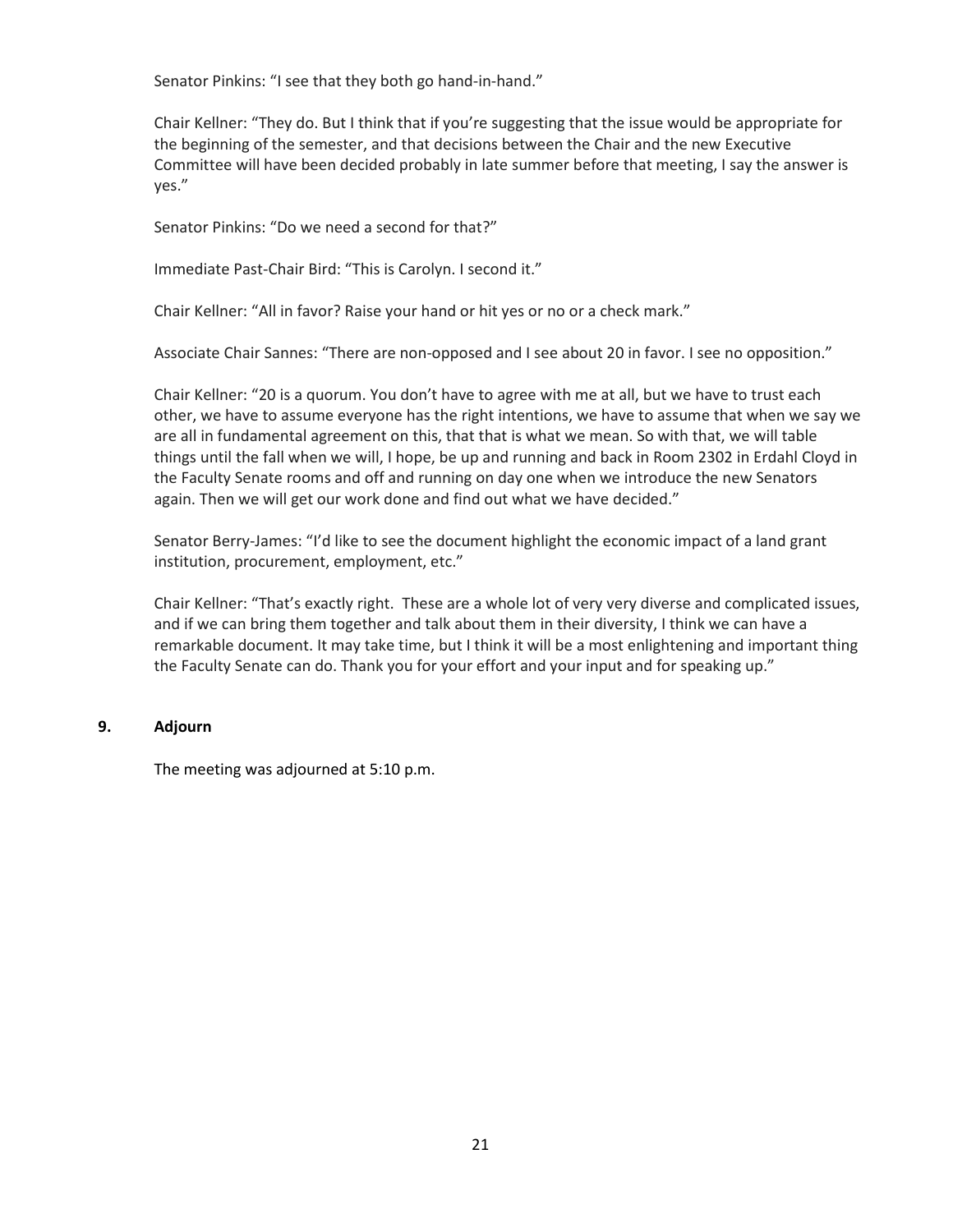Senator Pinkins: “I see that they both go hand-in-hand.”

Chair Kellner: “They do. But I think that if you’re suggesting that the issue would be appropriate for the beginning of the semester, and that decisions between the Chair and the new Executive Committee will have been decided probably in late summer before that meeting, I say the answer is yes.”

Senator Pinkins: “Do we need a second for that?”

Immediate Past-Chair Bird: “This is Carolyn. I second it.”

Chair Kellner: “All in favor? Raise your hand or hit yes or no or a check mark.”

Associate Chair Sannes: “There are non-opposed and I see about 20 in favor. I see no opposition.”

Chair Kellner: “20 is a quorum. You don’t have to agree with me at all, but we have to trust each other, we have to assume everyone has the right intentions, we have to assume that when we say we are all in fundamental agreement on this, that that is what we mean. So with that, we will table things until the fall when we will, I hope, be up and running and back in Room 2302 in Erdahl Cloyd in the Faculty Senate rooms and off and running on day one when we introduce the new Senators again. Then we will get our work done and find out what we have decided.”

Senator Berry-James: “I’d like to see the document highlight the economic impact of a land grant institution, procurement, employment, etc.”

Chair Kellner: “That’s exactly right. These are a whole lot of very very diverse and complicated issues, and if we can bring them together and talk about them in their diversity, I think we can have a remarkable document. It may take time, but I think it will be a most enlightening and important thing the Faculty Senate can do. Thank you for your effort and your input and for speaking up.”

## 9. Adjourn

The meeting was adjourned at 5:10 p.m.